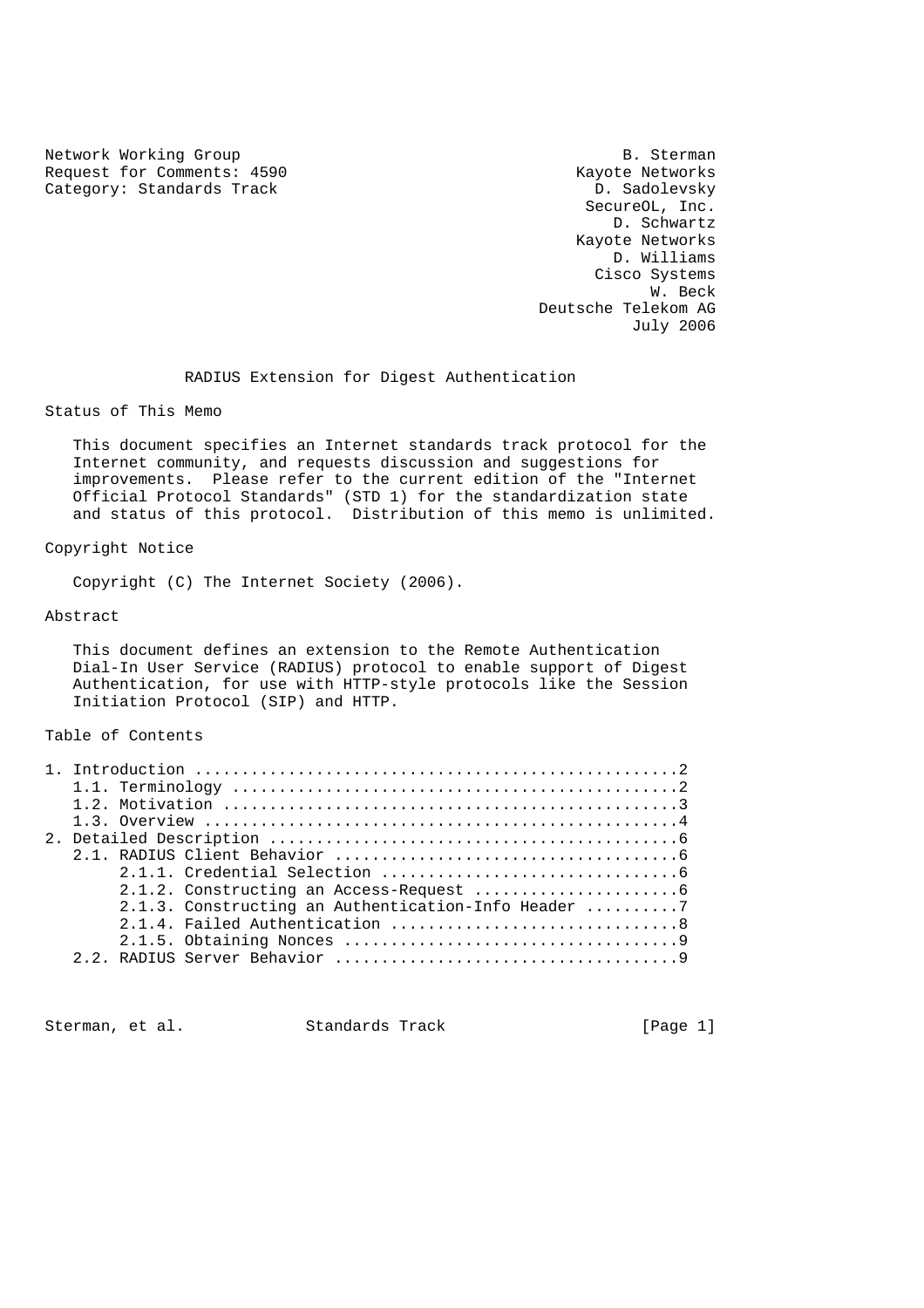Network Working Group  
Request for Comments: 4590  
Category: Standards Track

B. Sterman  
Kayote Networks  
D. Sadolevsky  
SecureOL, Inc.  
D. Schwartz  
Kayote Networks  
D. Williams  
Cisco Systems  
W. Beck  
Deutsche Telekom AG  
July 2006

# RADIUS Extension for Digest Authentication

## Status of This Memo

This document specifies an Internet standards track protocol for the Internet community, and requests discussion and suggestions for improvements. Please refer to the current edition of the "Internet Official Protocol Standards" (STD 1) for the standardization state and status of this protocol. Distribution of this memo is unlimited.

## Copyright Notice

Copyright (C) The Internet Society (2006).

## Abstract

This document defines an extension to the Remote Authentication Dial-In User Service (RADIUS) protocol to enable support of Digest Authentication, for use with HTTP-style protocols like the Session Initiation Protocol (SIP) and HTTP.

## Table of Contents

```
1. Introduction ....................................................2
   1.1. Terminology ................................................2
   1.2. Motivation .................................................3
   1.3. Overview ...................................................4
2. Detailed Description ............................................6
   2.1. RADIUS Client Behavior .....................................6
        2.1.1. Credential Selection ................................6
        2.1.2. Constructing an Access-Request ......................6
        2.1.3. Constructing an Authentication-Info Header ..........7
        2.1.4. Failed Authentication ...............................8
        2.1.5. Obtaining Nonces ....................................9
   2.2. RADIUS Server Behavior .....................................9
```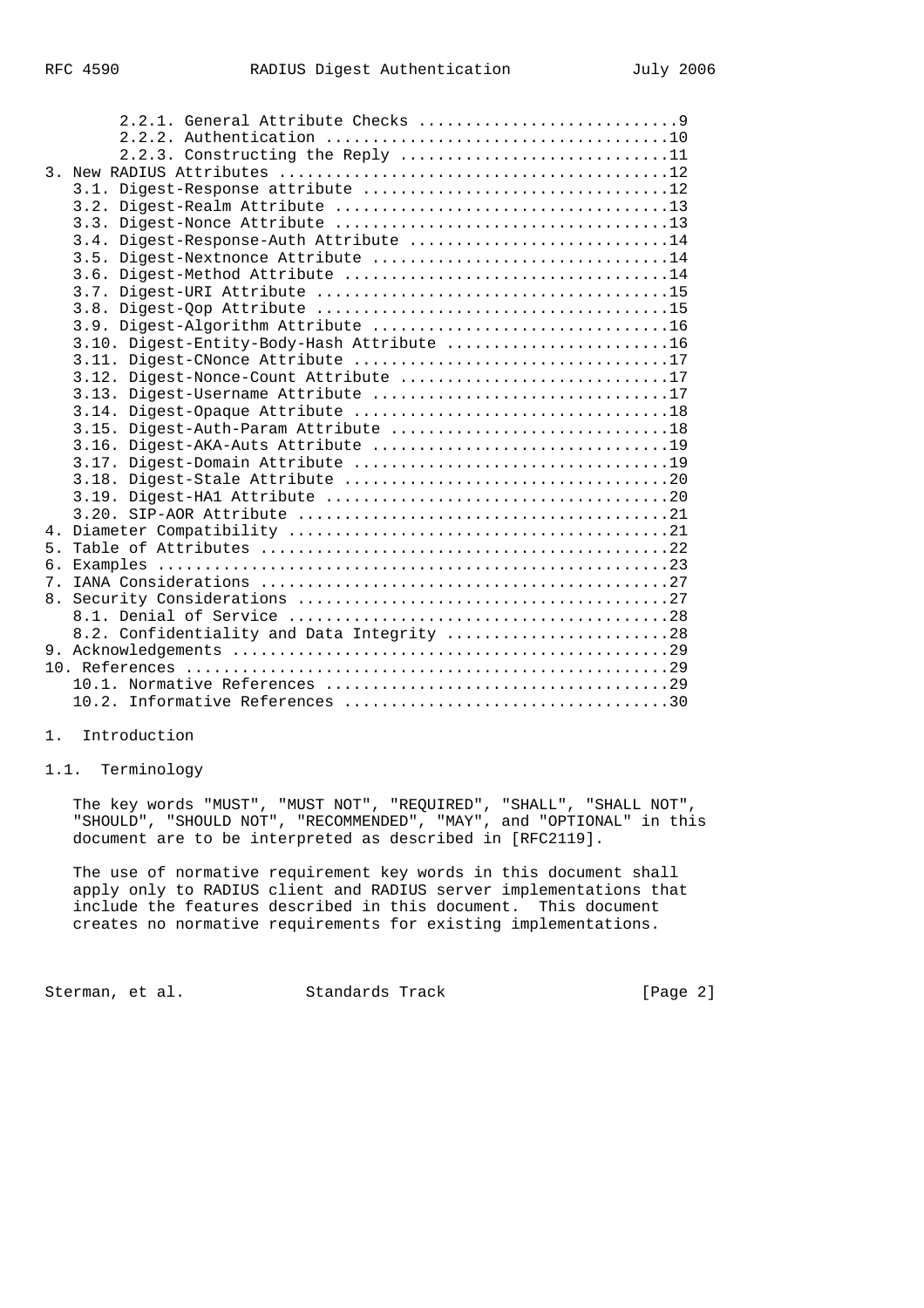2.2.1. General Attribute Checks ............................9
2.2.2. Authentication .....................................10
2.2.3. Constructing the Reply .............................11
3. New RADIUS Attributes ..........................................12
3.1. Digest-Response attribute .................................12
3.2. Digest-Realm Attribute ....................................13
3.3. Digest-Nonce Attribute ....................................13
3.4. Digest-Response-Auth Attribute ............................14
3.5. Digest-Nextnonce Attribute ................................14
3.6. Digest-Method Attribute ...................................14
3.7. Digest-URI Attribute ......................................15
3.8. Digest-Qop Attribute ......................................15
3.9. Digest-Algorithm Attribute ................................16
3.10. Digest-Entity-Body-Hash Attribute ........................16
3.11. Digest-CNonce Attribute ..................................17
3.12. Digest-Nonce-Count Attribute .............................17
3.13. Digest-Username Attribute ................................17
3.14. Digest-Opaque Attribute ..................................18
3.15. Digest-Auth-Param Attribute ..............................18
3.16. Digest-AKA-Auts Attribute ................................19
3.17. Digest-Domain Attribute ..................................19
3.18. Digest-Stale Attribute ...................................20
3.19. Digest-HA1 Attribute .....................................20
3.20. SIP-AOR Attribute ........................................21
4. Diameter Compatibility .........................................21
5. Table of Attributes ............................................22
6. Examples .......................................................23
7. IANA Considerations ............................................27
8. Security Considerations ........................................27
8.1. Denial of Service .........................................28
8.2. Confidentiality and Data Integrity ........................28
9. Acknowledgements ...............................................29
10. References ....................................................29
10.1. Normative References .....................................29
10.2. Informative References ...................................30

# 1. Introduction

## 1.1. Terminology

The key words "MUST", "MUST NOT", "REQUIRED", "SHALL", "SHALL NOT", "SHOULD", "SHOULD NOT", "RECOMMENDED", "MAY", and "OPTIONAL" in this document are to be interpreted as described in [RFC2119].

The use of normative requirement key words in this document shall apply only to RADIUS client and RADIUS server implementations that include the features described in this document. This document creates no normative requirements for existing implementations.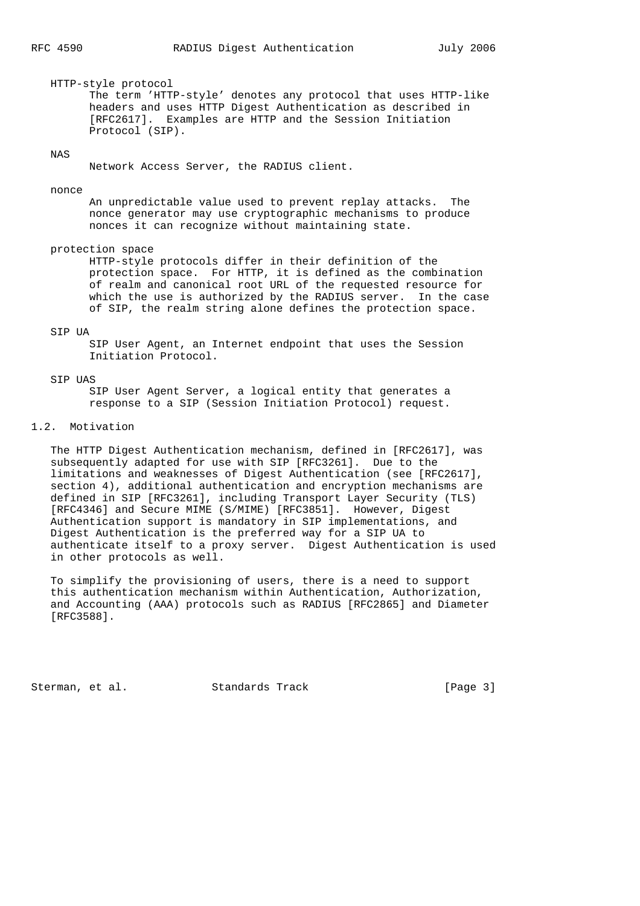HTTP-style protocol

The term 'HTTP-style' denotes any protocol that uses HTTP-like headers and uses HTTP Digest Authentication as described in [RFC2617]. Examples are HTTP and the Session Initiation Protocol (SIP).

NAS

Network Access Server, the RADIUS client.

nonce

An unpredictable value used to prevent replay attacks. The nonce generator may use cryptographic mechanisms to produce nonces it can recognize without maintaining state.

protection space

HTTP-style protocols differ in their definition of the protection space. For HTTP, it is defined as the combination of realm and canonical root URL of the requested resource for which the use is authorized by the RADIUS server. In the case of SIP, the realm string alone defines the protection space.

SIP UA

SIP User Agent, an Internet endpoint that uses the Session Initiation Protocol.

SIP UAS

SIP User Agent Server, a logical entity that generates a response to a SIP (Session Initiation Protocol) request.

## 1.2. Motivation

The HTTP Digest Authentication mechanism, defined in [RFC2617], was subsequently adapted for use with SIP [RFC3261]. Due to the limitations and weaknesses of Digest Authentication (see [RFC2617], section 4), additional authentication and encryption mechanisms are defined in SIP [RFC3261], including Transport Layer Security (TLS) [RFC4346] and Secure MIME (S/MIME) [RFC3851]. However, Digest Authentication support is mandatory in SIP implementations, and Digest Authentication is the preferred way for a SIP UA to authenticate itself to a proxy server. Digest Authentication is used in other protocols as well.

To simplify the provisioning of users, there is a need to support this authentication mechanism within Authentication, Authorization, and Accounting (AAA) protocols such as RADIUS [RFC2865] and Diameter [RFC3588].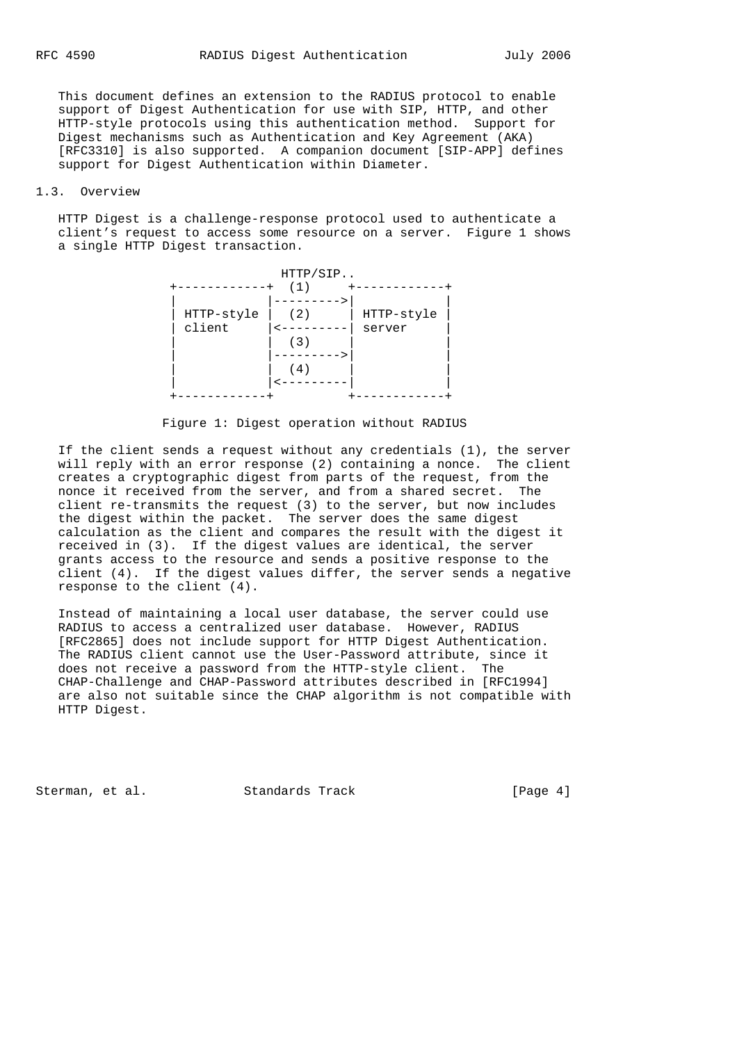This document defines an extension to the RADIUS protocol to enable support of Digest Authentication for use with SIP, HTTP, and other HTTP-style protocols using this authentication method. Support for Digest mechanisms such as Authentication and Key Agreement (AKA) [RFC3310] is also supported. A companion document [SIP-APP] defines support for Digest Authentication within Diameter.

### 1.3. Overview

HTTP Digest is a challenge-response protocol used to authenticate a client's request to access some resource on a server. Figure 1 shows a single HTTP Digest transaction.

```
                   HTTP/SIP..
     +------------+  (1)     +------------+
     |            |--------->|            |
     | HTTP-style |  (2)     | HTTP-style |
     | client     |<---------| server     |
     |            |  (3)     |            |
     |            |--------->|            |
     |            |  (4)     |            |
     |            |<---------|            |
     +------------+          +------------+
```

Figure 1: Digest operation without RADIUS

If the client sends a request without any credentials (1), the server will reply with an error response (2) containing a nonce. The client creates a cryptographic digest from parts of the request, from the nonce it received from the server, and from a shared secret. The client re-transmits the request (3) to the server, but now includes the digest within the packet. The server does the same digest calculation as the client and compares the result with the digest it received in (3). If the digest values are identical, the server grants access to the resource and sends a positive response to the client (4). If the digest values differ, the server sends a negative response to the client (4).

Instead of maintaining a local user database, the server could use RADIUS to access a centralized user database. However, RADIUS [RFC2865] does not include support for HTTP Digest Authentication. The RADIUS client cannot use the User-Password attribute, since it does not receive a password from the HTTP-style client. The CHAP-Challenge and CHAP-Password attributes described in [RFC1994] are also not suitable since the CHAP algorithm is not compatible with HTTP Digest.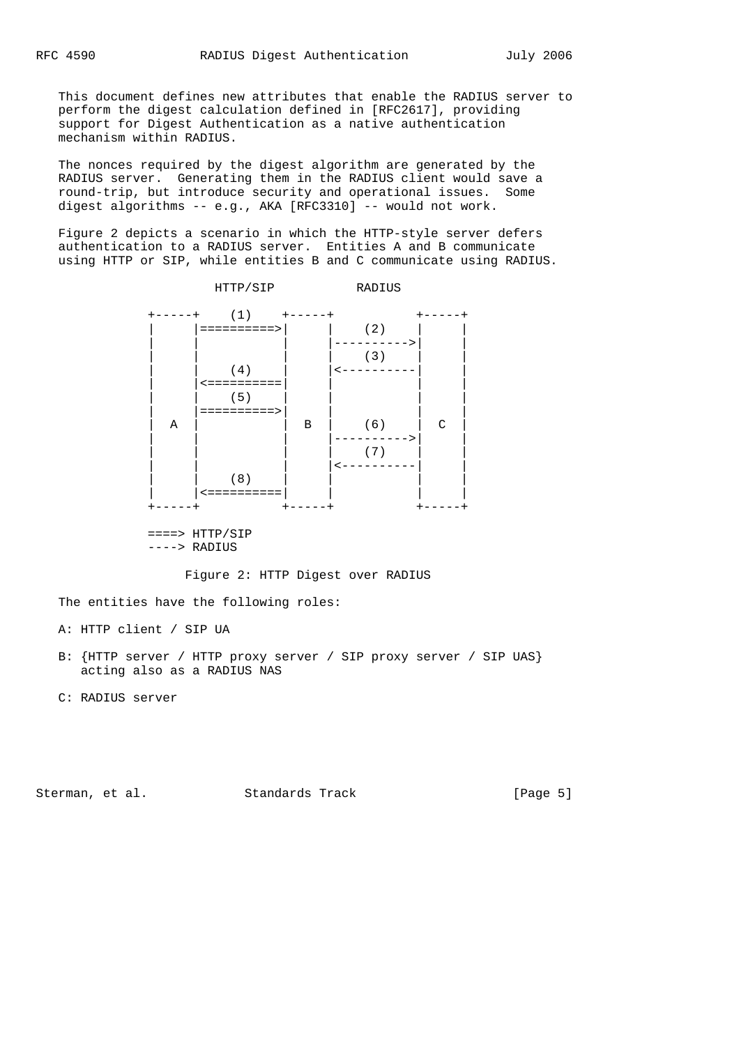This document defines new attributes that enable the RADIUS server to perform the digest calculation defined in [RFC2617], providing support for Digest Authentication as a native authentication mechanism within RADIUS.

The nonces required by the digest algorithm are generated by the RADIUS server. Generating them in the RADIUS client would save a round-trip, but introduce security and operational issues. Some digest algorithms -- e.g., AKA [RFC3310] -- would not work.

Figure 2 depicts a scenario in which the HTTP-style server defers authentication to a RADIUS server. Entities A and B communicate using HTTP or SIP, while entities B and C communicate using RADIUS.

```
                HTTP/SIP           RADIUS

         +-----+    (1)    +-----+           +-----+
         |     |==========>|     |    (2)    |     |
         |     |           |     |---------->|     |
         |     |           |     |    (3)    |     |
         |     |    (4)    |     |<----------|     |
         |     |<==========|     |           |     |
         |     |    (5)    |     |           |     |
         |     |==========>|     |           |     |
         |  A  |           |  B  |    (6)    |  C  |
         |     |           |     |---------->|     |
         |     |           |     |    (7)    |     |
         |     |           |     |<----------|     |
         |     |    (8)    |     |           |     |
         |     |<==========|     |           |     |
         +-----+           +-----+           +-----+

         ====> HTTP/SIP
         ----> RADIUS
```

Figure 2: HTTP Digest over RADIUS

The entities have the following roles:

A: HTTP client / SIP UA

B: {HTTP server / HTTP proxy server / SIP proxy server / SIP UAS} acting also as a RADIUS NAS

C: RADIUS server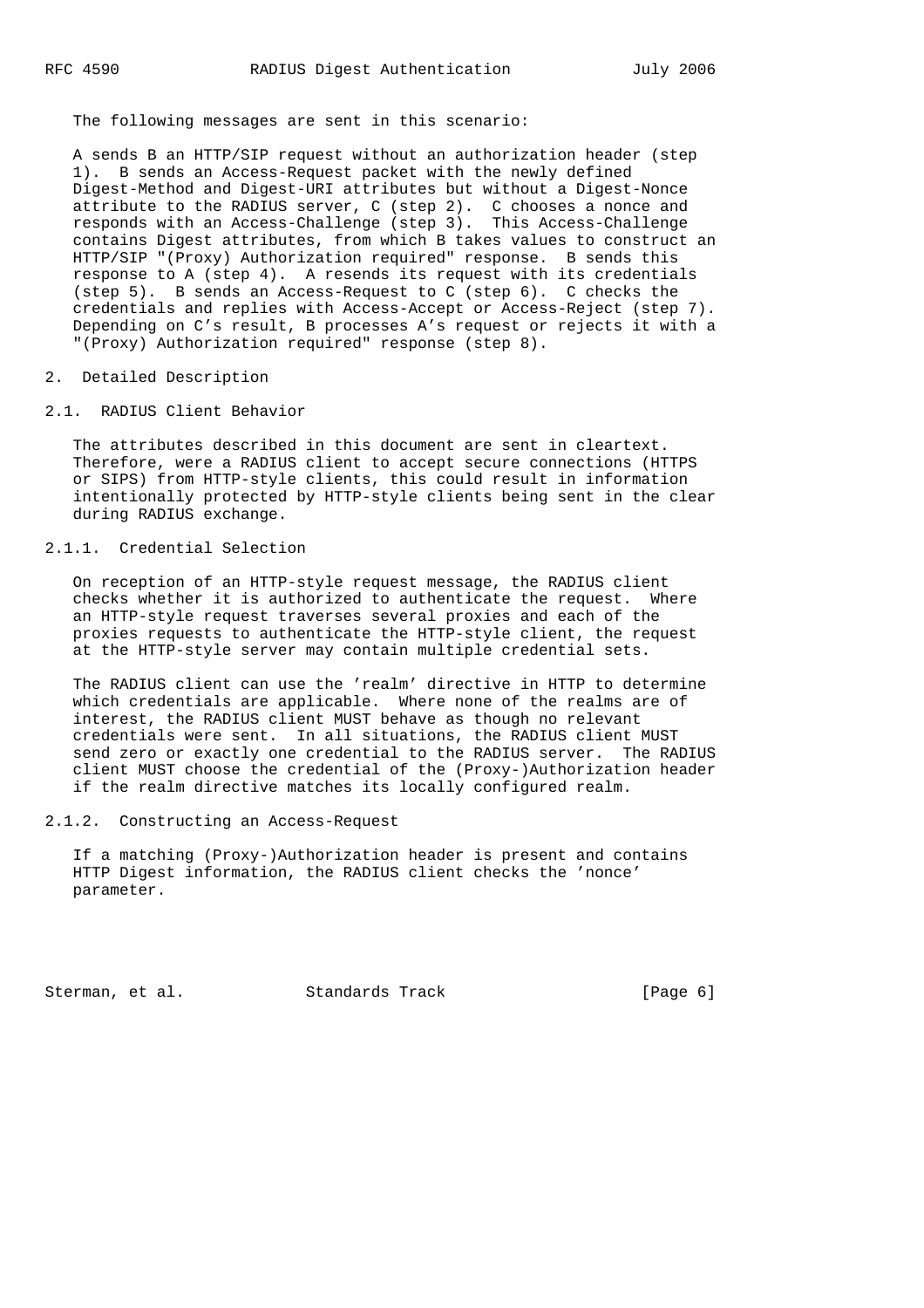The following messages are sent in this scenario:

A sends B an HTTP/SIP request without an authorization header (step 1). B sends an Access-Request packet with the newly defined Digest-Method and Digest-URI attributes but without a Digest-Nonce attribute to the RADIUS server, C (step 2). C chooses a nonce and responds with an Access-Challenge (step 3). This Access-Challenge contains Digest attributes, from which B takes values to construct an HTTP/SIP "(Proxy) Authorization required" response. B sends this response to A (step 4). A resends its request with its credentials (step 5). B sends an Access-Request to C (step 6). C checks the credentials and replies with Access-Accept or Access-Reject (step 7). Depending on C's result, B processes A's request or rejects it with a "(Proxy) Authorization required" response (step 8).

## 2. Detailed Description

### 2.1. RADIUS Client Behavior

The attributes described in this document are sent in cleartext. Therefore, were a RADIUS client to accept secure connections (HTTPS or SIPS) from HTTP-style clients, this could result in information intentionally protected by HTTP-style clients being sent in the clear during RADIUS exchange.

#### 2.1.1. Credential Selection

On reception of an HTTP-style request message, the RADIUS client checks whether it is authorized to authenticate the request. Where an HTTP-style request traverses several proxies and each of the proxies requests to authenticate the HTTP-style client, the request at the HTTP-style server may contain multiple credential sets.

The RADIUS client can use the 'realm' directive in HTTP to determine which credentials are applicable. Where none of the realms are of interest, the RADIUS client MUST behave as though no relevant credentials were sent. In all situations, the RADIUS client MUST send zero or exactly one credential to the RADIUS server. The RADIUS client MUST choose the credential of the (Proxy-)Authorization header if the realm directive matches its locally configured realm.

#### 2.1.2. Constructing an Access-Request

If a matching (Proxy-)Authorization header is present and contains HTTP Digest information, the RADIUS client checks the 'nonce' parameter.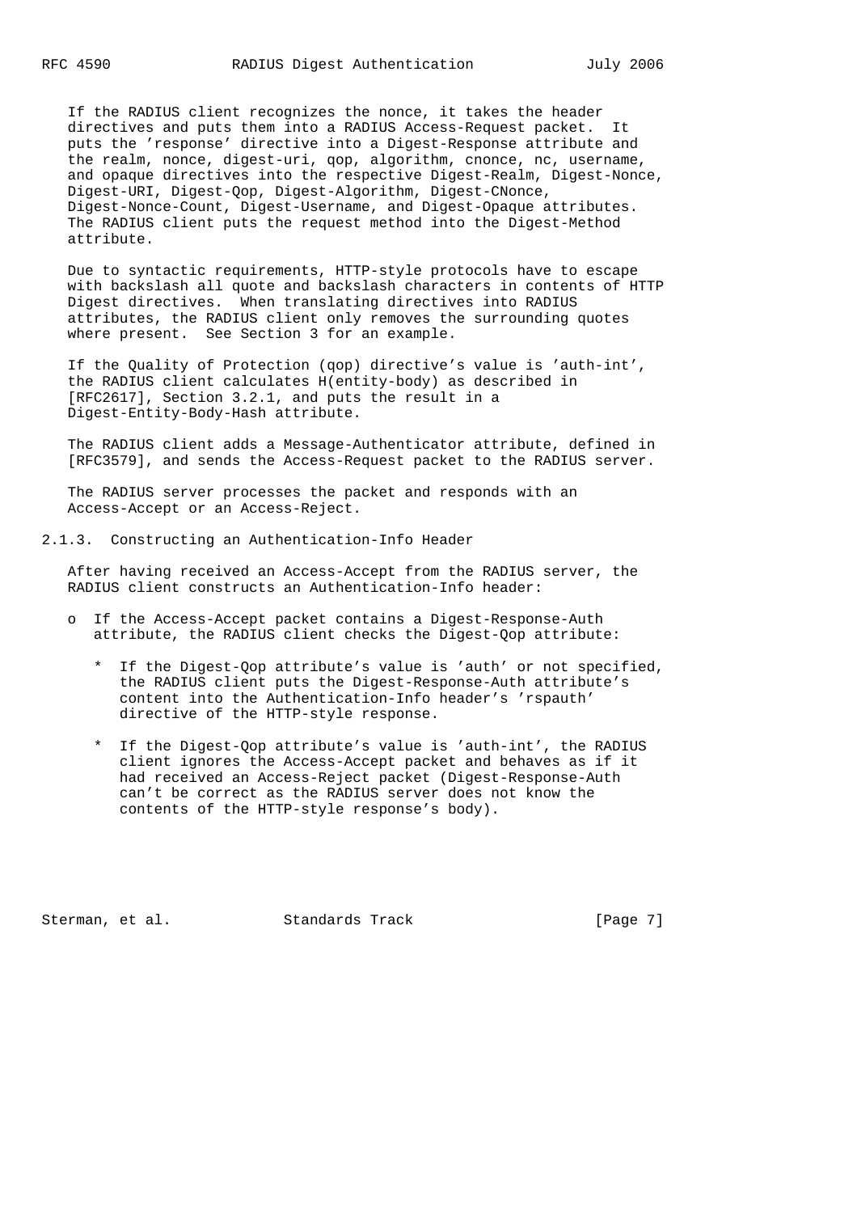If the RADIUS client recognizes the nonce, it takes the header directives and puts them into a RADIUS Access-Request packet. It puts the 'response' directive into a Digest-Response attribute and the realm, nonce, digest-uri, qop, algorithm, cnonce, nc, username, and opaque directives into the respective Digest-Realm, Digest-Nonce, Digest-URI, Digest-Qop, Digest-Algorithm, Digest-CNonce, Digest-Nonce-Count, Digest-Username, and Digest-Opaque attributes. The RADIUS client puts the request method into the Digest-Method attribute.

Due to syntactic requirements, HTTP-style protocols have to escape with backslash all quote and backslash characters in contents of HTTP Digest directives. When translating directives into RADIUS attributes, the RADIUS client only removes the surrounding quotes where present. See Section 3 for an example.

If the Quality of Protection (qop) directive's value is 'auth-int', the RADIUS client calculates H(entity-body) as described in [RFC2617], Section 3.2.1, and puts the result in a Digest-Entity-Body-Hash attribute.

The RADIUS client adds a Message-Authenticator attribute, defined in [RFC3579], and sends the Access-Request packet to the RADIUS server.

The RADIUS server processes the packet and responds with an Access-Accept or an Access-Reject.

### 2.1.3. Constructing an Authentication-Info Header

After having received an Access-Accept from the RADIUS server, the RADIUS client constructs an Authentication-Info header:

- If the Access-Accept packet contains a Digest-Response-Auth attribute, the RADIUS client checks the Digest-Qop attribute:

  * If the Digest-Qop attribute's value is 'auth' or not specified, the RADIUS client puts the Digest-Response-Auth attribute's content into the Authentication-Info header's 'rspauth' directive of the HTTP-style response.

  * If the Digest-Qop attribute's value is 'auth-int', the RADIUS client ignores the Access-Accept packet and behaves as if it had received an Access-Reject packet (Digest-Response-Auth can't be correct as the RADIUS server does not know the contents of the HTTP-style response's body).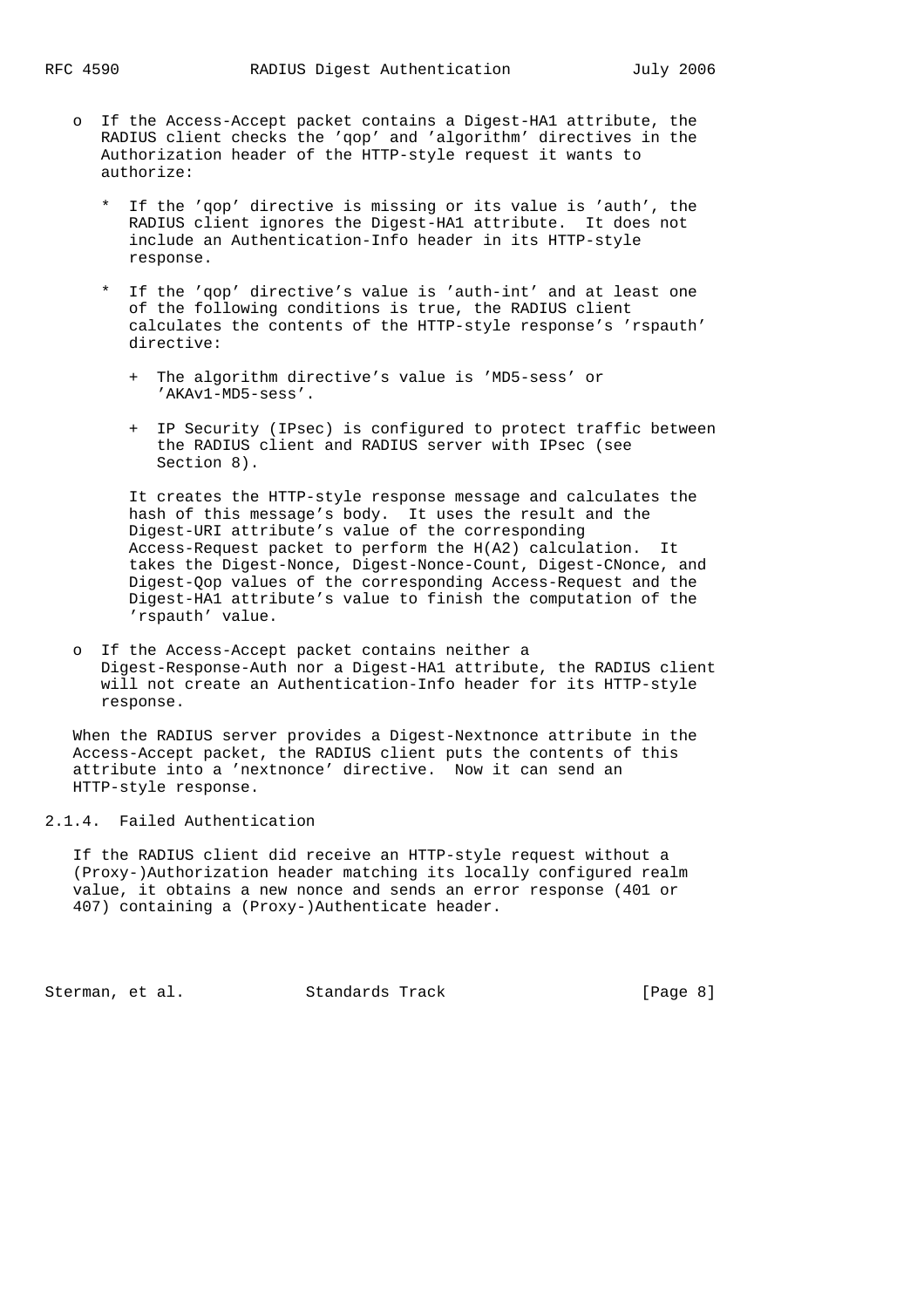- If the Access-Accept packet contains a Digest-HA1 attribute, the RADIUS client checks the 'qop' and 'algorithm' directives in the Authorization header of the HTTP-style request it wants to authorize:

  * If the 'qop' directive is missing or its value is 'auth', the RADIUS client ignores the Digest-HA1 attribute. It does not include an Authentication-Info header in its HTTP-style response.

  * If the 'qop' directive's value is 'auth-int' and at least one of the following conditions is true, the RADIUS client calculates the contents of the HTTP-style response's 'rspauth' directive:

    + The algorithm directive's value is 'MD5-sess' or 'AKAv1-MD5-sess'.

    + IP Security (IPsec) is configured to protect traffic between the RADIUS client and RADIUS server with IPsec (see Section 8).

    It creates the HTTP-style response message and calculates the hash of this message's body. It uses the result and the Digest-URI attribute's value of the corresponding Access-Request packet to perform the H(A2) calculation. It takes the Digest-Nonce, Digest-Nonce-Count, Digest-CNonce, and Digest-Qop values of the corresponding Access-Request and the Digest-HA1 attribute's value to finish the computation of the 'rspauth' value.

- If the Access-Accept packet contains neither a Digest-Response-Auth nor a Digest-HA1 attribute, the RADIUS client will not create an Authentication-Info header for its HTTP-style response.

When the RADIUS server provides a Digest-Nextnonce attribute in the Access-Accept packet, the RADIUS client puts the contents of this attribute into a 'nextnonce' directive. Now it can send an HTTP-style response.

### 2.1.4. Failed Authentication

If the RADIUS client did receive an HTTP-style request without a (Proxy-)Authorization header matching its locally configured realm value, it obtains a new nonce and sends an error response (401 or 407) containing a (Proxy-)Authenticate header.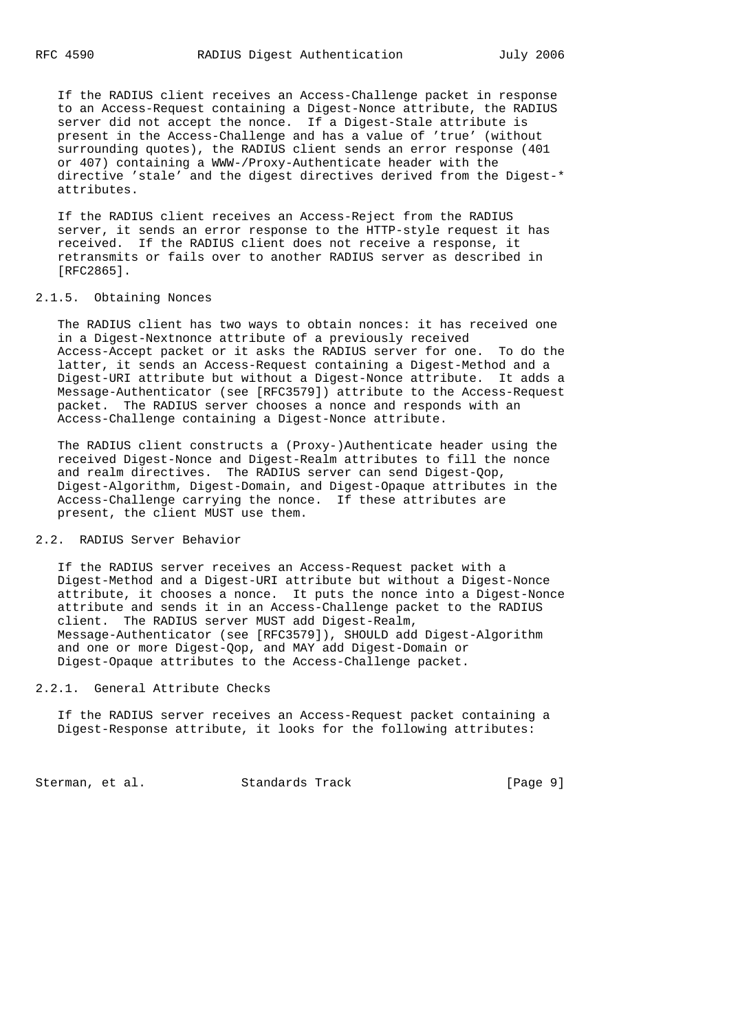If the RADIUS client receives an Access-Challenge packet in response to an Access-Request containing a Digest-Nonce attribute, the RADIUS server did not accept the nonce. If a Digest-Stale attribute is present in the Access-Challenge and has a value of 'true' (without surrounding quotes), the RADIUS client sends an error response (401 or 407) containing a WWW-/Proxy-Authenticate header with the directive 'stale' and the digest directives derived from the Digest-* attributes.

If the RADIUS client receives an Access-Reject from the RADIUS server, it sends an error response to the HTTP-style request it has received. If the RADIUS client does not receive a response, it retransmits or fails over to another RADIUS server as described in [RFC2865].

### 2.1.5. Obtaining Nonces

The RADIUS client has two ways to obtain nonces: it has received one in a Digest-Nextnonce attribute of a previously received Access-Accept packet or it asks the RADIUS server for one. To do the latter, it sends an Access-Request containing a Digest-Method and a Digest-URI attribute but without a Digest-Nonce attribute. It adds a Message-Authenticator (see [RFC3579]) attribute to the Access-Request packet. The RADIUS server chooses a nonce and responds with an Access-Challenge containing a Digest-Nonce attribute.

The RADIUS client constructs a (Proxy-)Authenticate header using the received Digest-Nonce and Digest-Realm attributes to fill the nonce and realm directives. The RADIUS server can send Digest-Qop, Digest-Algorithm, Digest-Domain, and Digest-Opaque attributes in the Access-Challenge carrying the nonce. If these attributes are present, the client MUST use them.

## 2.2. RADIUS Server Behavior

If the RADIUS server receives an Access-Request packet with a Digest-Method and a Digest-URI attribute but without a Digest-Nonce attribute, it chooses a nonce. It puts the nonce into a Digest-Nonce attribute and sends it in an Access-Challenge packet to the RADIUS client. The RADIUS server MUST add Digest-Realm, Message-Authenticator (see [RFC3579]), SHOULD add Digest-Algorithm and one or more Digest-Qop, and MAY add Digest-Domain or Digest-Opaque attributes to the Access-Challenge packet.

### 2.2.1. General Attribute Checks

If the RADIUS server receives an Access-Request packet containing a Digest-Response attribute, it looks for the following attributes: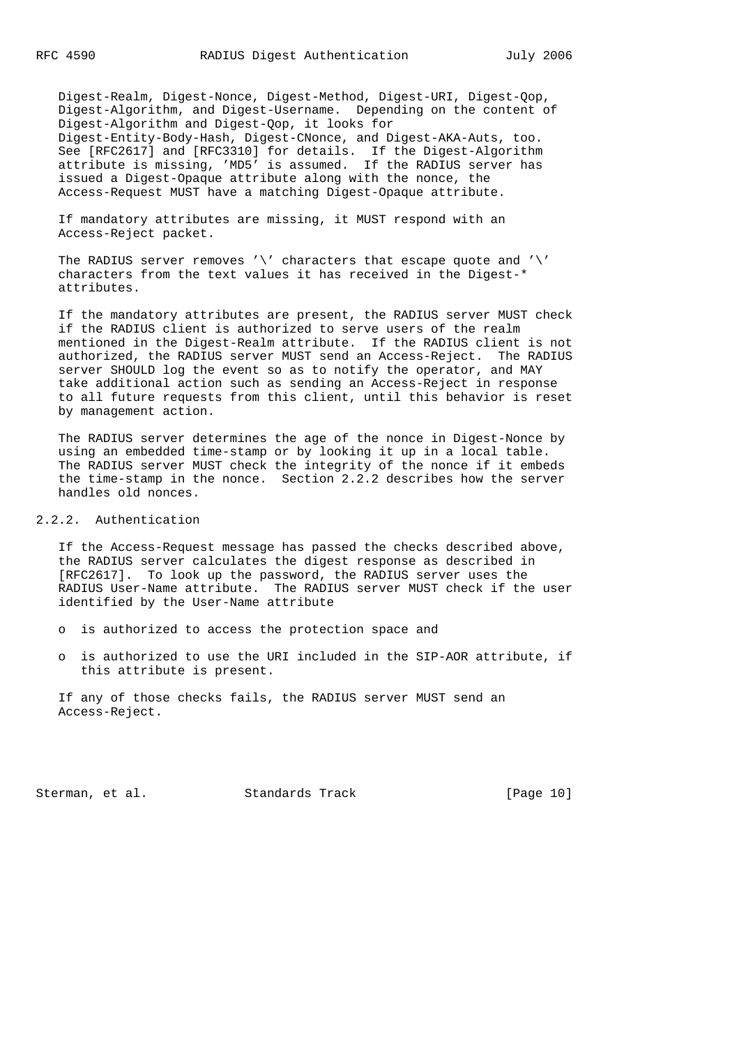Digest-Realm, Digest-Nonce, Digest-Method, Digest-URI, Digest-Qop, Digest-Algorithm, and Digest-Username. Depending on the content of Digest-Algorithm and Digest-Qop, it looks for Digest-Entity-Body-Hash, Digest-CNonce, and Digest-AKA-Auts, too. See [RFC2617] and [RFC3310] for details. If the Digest-Algorithm attribute is missing, 'MD5' is assumed. If the RADIUS server has issued a Digest-Opaque attribute along with the nonce, the Access-Request MUST have a matching Digest-Opaque attribute.

If mandatory attributes are missing, it MUST respond with an Access-Reject packet.

The RADIUS server removes '\' characters that escape quote and '\' characters from the text values it has received in the Digest-* attributes.

If the mandatory attributes are present, the RADIUS server MUST check if the RADIUS client is authorized to serve users of the realm mentioned in the Digest-Realm attribute. If the RADIUS client is not authorized, the RADIUS server MUST send an Access-Reject. The RADIUS server SHOULD log the event so as to notify the operator, and MAY take additional action such as sending an Access-Reject in response to all future requests from this client, until this behavior is reset by management action.

The RADIUS server determines the age of the nonce in Digest-Nonce by using an embedded time-stamp or by looking it up in a local table. The RADIUS server MUST check the integrity of the nonce if it embeds the time-stamp in the nonce. Section 2.2.2 describes how the server handles old nonces.

### 2.2.2. Authentication

If the Access-Request message has passed the checks described above, the RADIUS server calculates the digest response as described in [RFC2617]. To look up the password, the RADIUS server uses the RADIUS User-Name attribute. The RADIUS server MUST check if the user identified by the User-Name attribute

- is authorized to access the protection space and
- is authorized to use the URI included in the SIP-AOR attribute, if this attribute is present.

If any of those checks fails, the RADIUS server MUST send an Access-Reject.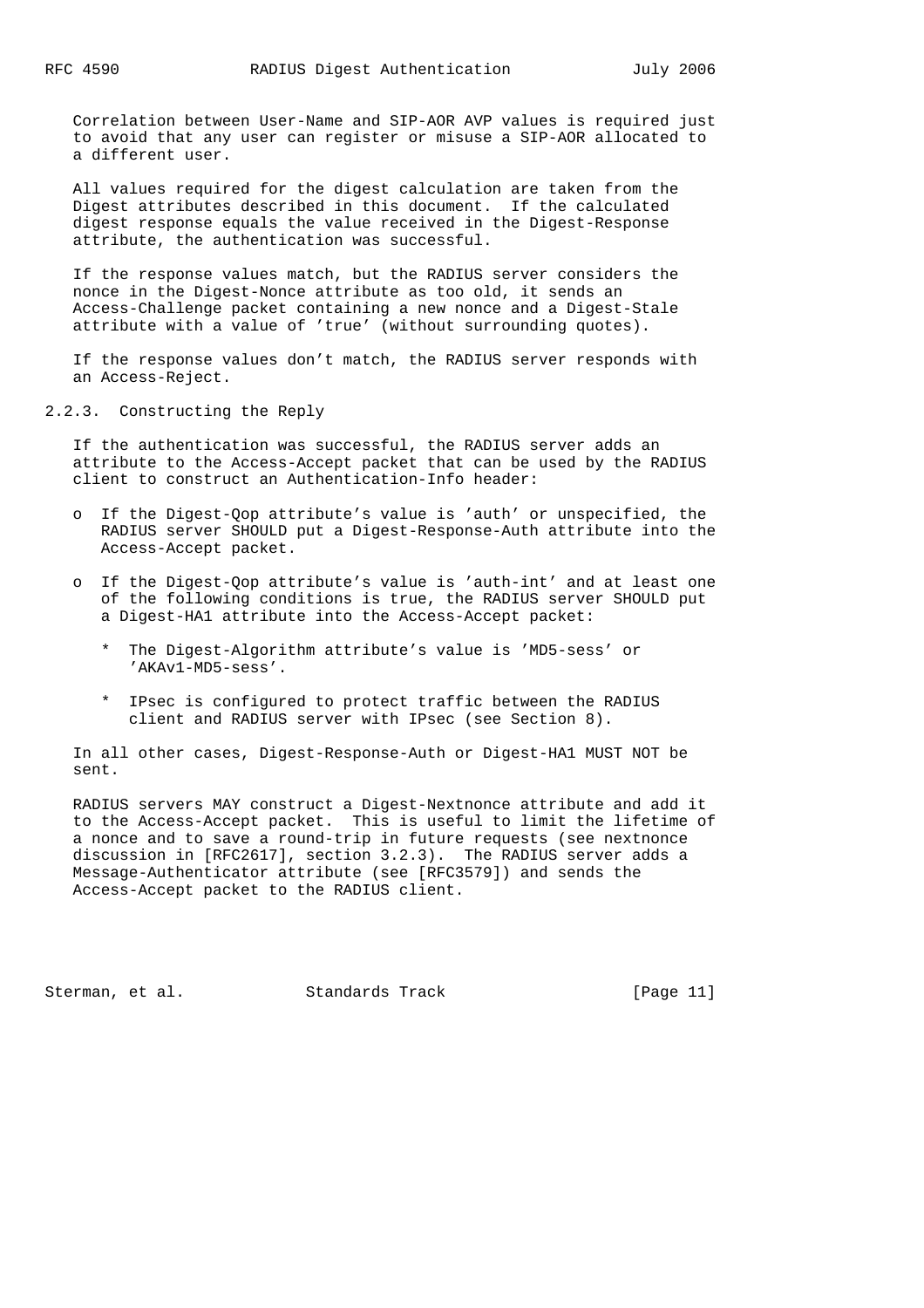Correlation between User-Name and SIP-AOR AVP values is required just to avoid that any user can register or misuse a SIP-AOR allocated to a different user.

All values required for the digest calculation are taken from the Digest attributes described in this document. If the calculated digest response equals the value received in the Digest-Response attribute, the authentication was successful.

If the response values match, but the RADIUS server considers the nonce in the Digest-Nonce attribute as too old, it sends an Access-Challenge packet containing a new nonce and a Digest-Stale attribute with a value of 'true' (without surrounding quotes).

If the response values don't match, the RADIUS server responds with an Access-Reject.

### 2.2.3. Constructing the Reply

If the authentication was successful, the RADIUS server adds an attribute to the Access-Accept packet that can be used by the RADIUS client to construct an Authentication-Info header:

- If the Digest-Qop attribute's value is 'auth' or unspecified, the RADIUS server SHOULD put a Digest-Response-Auth attribute into the Access-Accept packet.
- If the Digest-Qop attribute's value is 'auth-int' and at least one of the following conditions is true, the RADIUS server SHOULD put a Digest-HA1 attribute into the Access-Accept packet:
  - The Digest-Algorithm attribute's value is 'MD5-sess' or 'AKAv1-MD5-sess'.
  - IPsec is configured to protect traffic between the RADIUS client and RADIUS server with IPsec (see Section 8).

In all other cases, Digest-Response-Auth or Digest-HA1 MUST NOT be sent.

RADIUS servers MAY construct a Digest-Nextnonce attribute and add it to the Access-Accept packet. This is useful to limit the lifetime of a nonce and to save a round-trip in future requests (see nextnonce discussion in [RFC2617], section 3.2.3). The RADIUS server adds a Message-Authenticator attribute (see [RFC3579]) and sends the Access-Accept packet to the RADIUS client.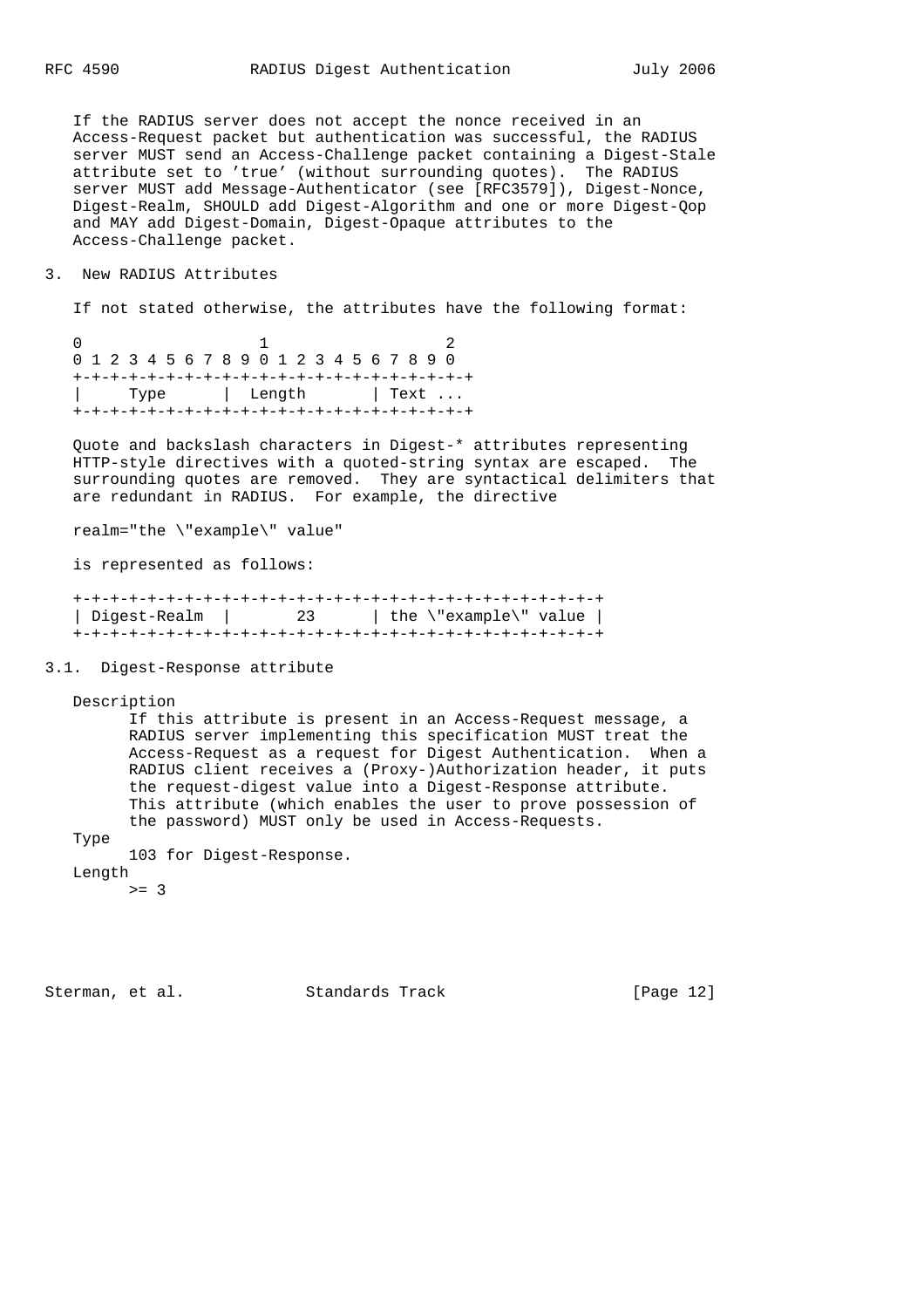If the RADIUS server does not accept the nonce received in an Access-Request packet but authentication was successful, the RADIUS server MUST send an Access-Challenge packet containing a Digest-Stale attribute set to 'true' (without surrounding quotes). The RADIUS server MUST add Message-Authenticator (see [RFC3579]), Digest-Nonce, Digest-Realm, SHOULD add Digest-Algorithm and one or more Digest-Qop and MAY add Digest-Domain, Digest-Opaque attributes to the Access-Challenge packet.

## 3. New RADIUS Attributes

If not stated otherwise, the attributes have the following format:

```
0                   1                   2
0 1 2 3 4 5 6 7 8 9 0 1 2 3 4 5 6 7 8 9 0
+-+-+-+-+-+-+-+-+-+-+-+-+-+-+-+-+-+-+-+-+-+
|     Type      |  Length       | Text ...
+-+-+-+-+-+-+-+-+-+-+-+-+-+-+-+-+-+-+-+-+-+
```

Quote and backslash characters in Digest-* attributes representing HTTP-style directives with a quoted-string syntax are escaped. The surrounding quotes are removed. They are syntactical delimiters that are redundant in RADIUS. For example, the directive

```
realm="the \"example\" value"
```

is represented as follows:

```
+-+-+-+-+-+-+-+-+-+-+-+-+-+-+-+-+-+-+-+-+-+-+-+-+-+-+-+-+-+-+-+-+
| Digest-Realm  |       23      | the \"example\" value |
+-+-+-+-+-+-+-+-+-+-+-+-+-+-+-+-+-+-+-+-+-+-+-+-+-+-+-+-+-+-+-+-+
```

### 3.1. Digest-Response attribute

Description

If this attribute is present in an Access-Request message, a RADIUS server implementing this specification MUST treat the Access-Request as a request for Digest Authentication. When a RADIUS client receives a (Proxy-)Authorization header, it puts the request-digest value into a Digest-Response attribute. This attribute (which enables the user to prove possession of the password) MUST only be used in Access-Requests.

Type

103 for Digest-Response.

Length

>= 3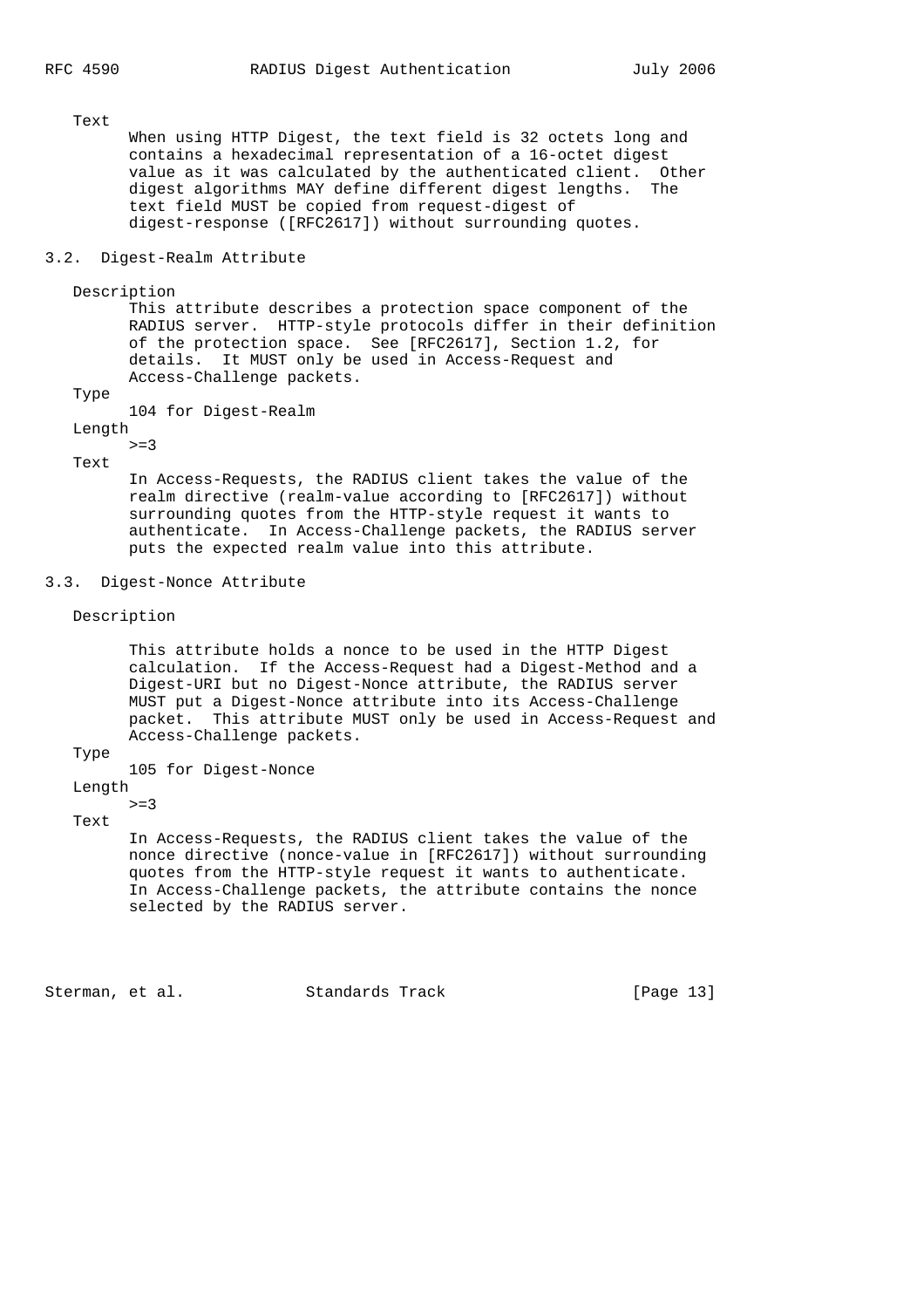Text

When using HTTP Digest, the text field is 32 octets long and contains a hexadecimal representation of a 16-octet digest value as it was calculated by the authenticated client. Other digest algorithms MAY define different digest lengths. The text field MUST be copied from request-digest of digest-response ([RFC2617]) without surrounding quotes.

## 3.2. Digest-Realm Attribute

Description

This attribute describes a protection space component of the RADIUS server. HTTP-style protocols differ in their definition of the protection space. See [RFC2617], Section 1.2, for details. It MUST only be used in Access-Request and Access-Challenge packets.

Type

104 for Digest-Realm

Length

>=3

Text

In Access-Requests, the RADIUS client takes the value of the realm directive (realm-value according to [RFC2617]) without surrounding quotes from the HTTP-style request it wants to authenticate. In Access-Challenge packets, the RADIUS server puts the expected realm value into this attribute.

## 3.3. Digest-Nonce Attribute

Description

This attribute holds a nonce to be used in the HTTP Digest calculation. If the Access-Request had a Digest-Method and a Digest-URI but no Digest-Nonce attribute, the RADIUS server MUST put a Digest-Nonce attribute into its Access-Challenge packet. This attribute MUST only be used in Access-Request and Access-Challenge packets.

Type

105 for Digest-Nonce

Length

>=3

Text

In Access-Requests, the RADIUS client takes the value of the nonce directive (nonce-value in [RFC2617]) without surrounding quotes from the HTTP-style request it wants to authenticate. In Access-Challenge packets, the attribute contains the nonce selected by the RADIUS server.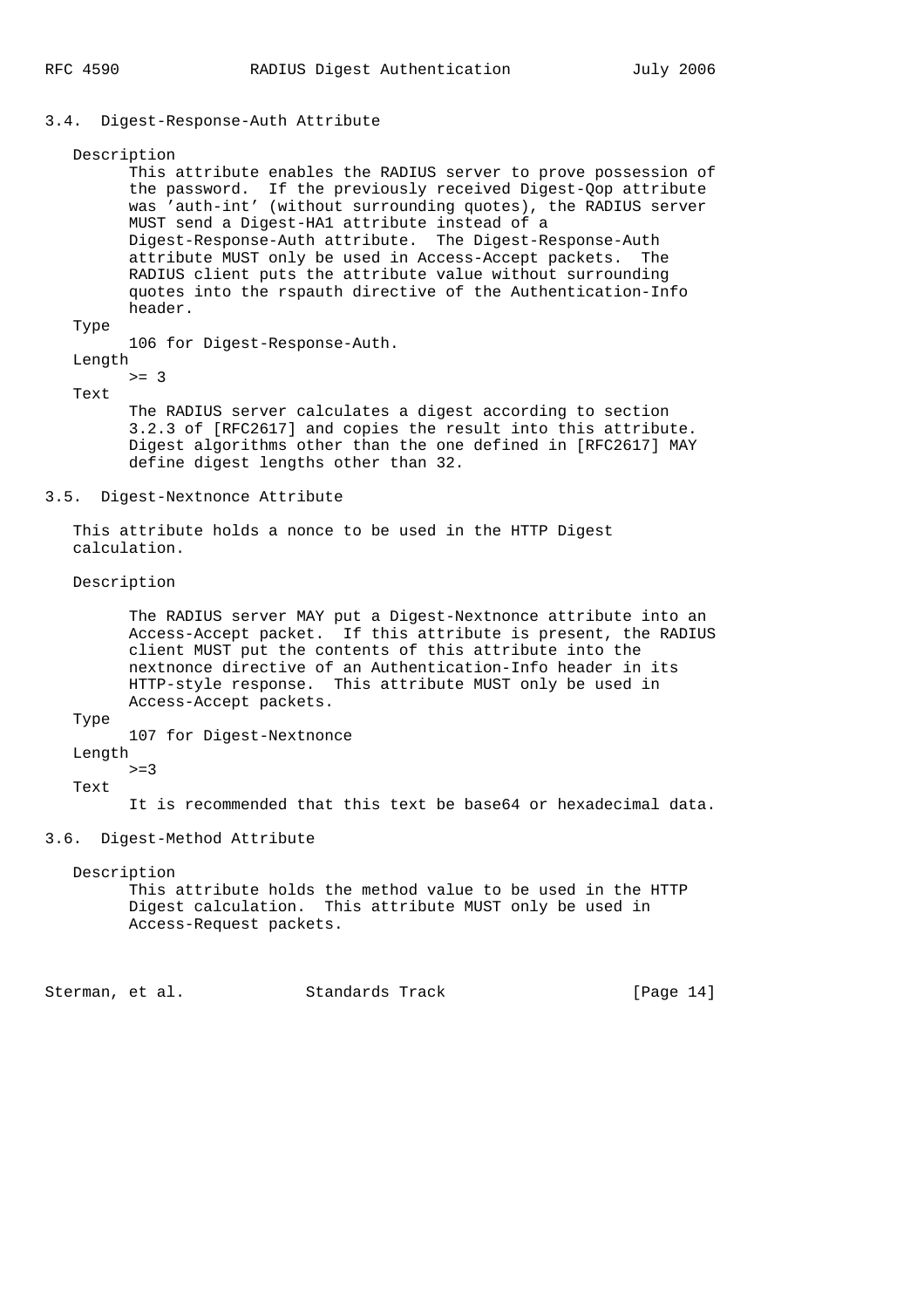## 3.4. Digest-Response-Auth Attribute

Description

This attribute enables the RADIUS server to prove possession of the password. If the previously received Digest-Qop attribute was 'auth-int' (without surrounding quotes), the RADIUS server MUST send a Digest-HA1 attribute instead of a Digest-Response-Auth attribute. The Digest-Response-Auth attribute MUST only be used in Access-Accept packets. The RADIUS client puts the attribute value without surrounding quotes into the rspauth directive of the Authentication-Info header.

Type

106 for Digest-Response-Auth.

Length

>= 3

Text

The RADIUS server calculates a digest according to section 3.2.3 of [RFC2617] and copies the result into this attribute. Digest algorithms other than the one defined in [RFC2617] MAY define digest lengths other than 32.

## 3.5. Digest-Nextnonce Attribute

This attribute holds a nonce to be used in the HTTP Digest calculation.

Description

The RADIUS server MAY put a Digest-Nextnonce attribute into an Access-Accept packet. If this attribute is present, the RADIUS client MUST put the contents of this attribute into the nextnonce directive of an Authentication-Info header in its HTTP-style response. This attribute MUST only be used in Access-Accept packets.

Type

107 for Digest-Nextnonce

Length

>=3

Text

It is recommended that this text be base64 or hexadecimal data.

## 3.6. Digest-Method Attribute

Description

This attribute holds the method value to be used in the HTTP Digest calculation. This attribute MUST only be used in Access-Request packets.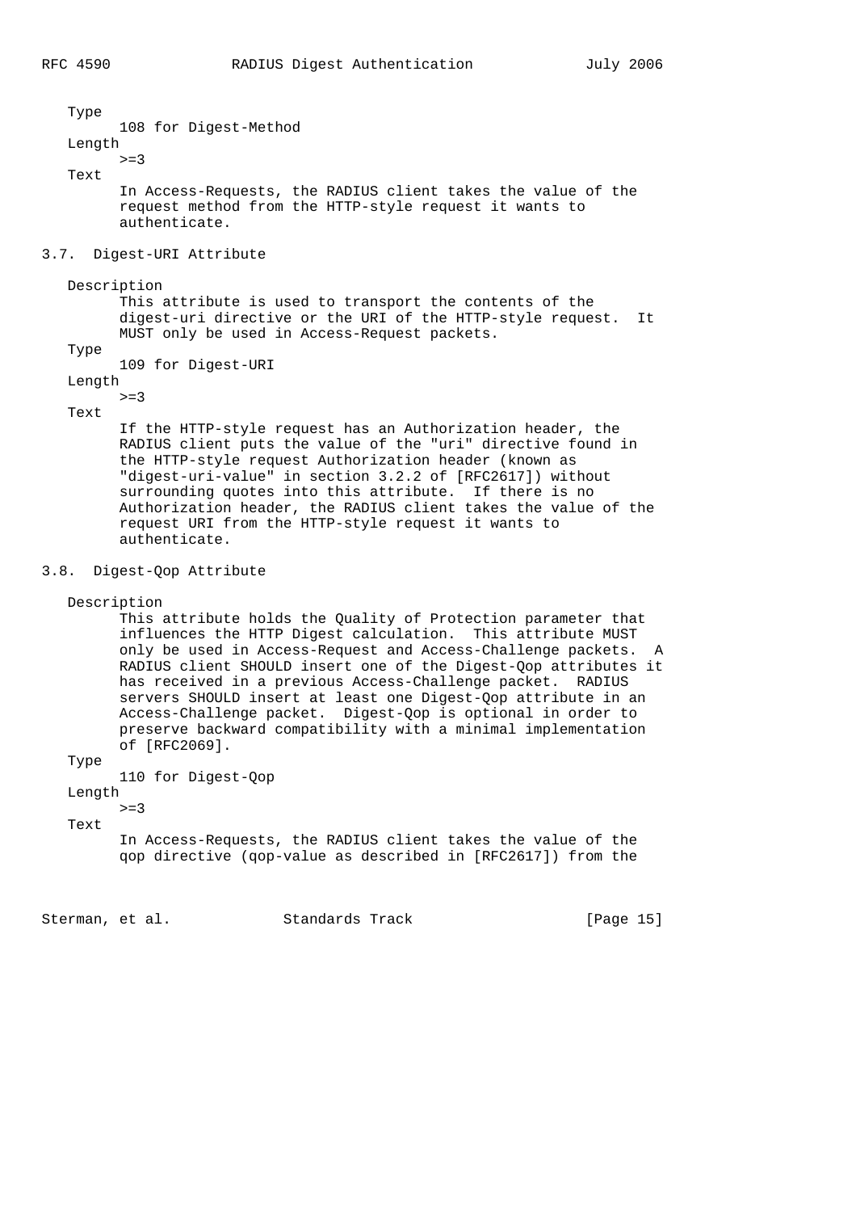Type
: 108 for Digest-Method

Length
: >=3

Text
: In Access-Requests, the RADIUS client takes the value of the request method from the HTTP-style request it wants to authenticate.

### 3.7. Digest-URI Attribute

Description
: This attribute is used to transport the contents of the digest-uri directive or the URI of the HTTP-style request. It MUST only be used in Access-Request packets.

Type
: 109 for Digest-URI

Length
: >=3

Text
: If the HTTP-style request has an Authorization header, the RADIUS client puts the value of the "uri" directive found in the HTTP-style request Authorization header (known as "digest-uri-value" in section 3.2.2 of [RFC2617]) without surrounding quotes into this attribute. If there is no Authorization header, the RADIUS client takes the value of the request URI from the HTTP-style request it wants to authenticate.

### 3.8. Digest-Qop Attribute

Description
: This attribute holds the Quality of Protection parameter that influences the HTTP Digest calculation. This attribute MUST only be used in Access-Request and Access-Challenge packets. A RADIUS client SHOULD insert one of the Digest-Qop attributes it has received in a previous Access-Challenge packet. RADIUS servers SHOULD insert at least one Digest-Qop attribute in an Access-Challenge packet. Digest-Qop is optional in order to preserve backward compatibility with a minimal implementation of [RFC2069].

Type
: 110 for Digest-Qop

Length
: >=3

Text
: In Access-Requests, the RADIUS client takes the value of the qop directive (qop-value as described in [RFC2617]) from the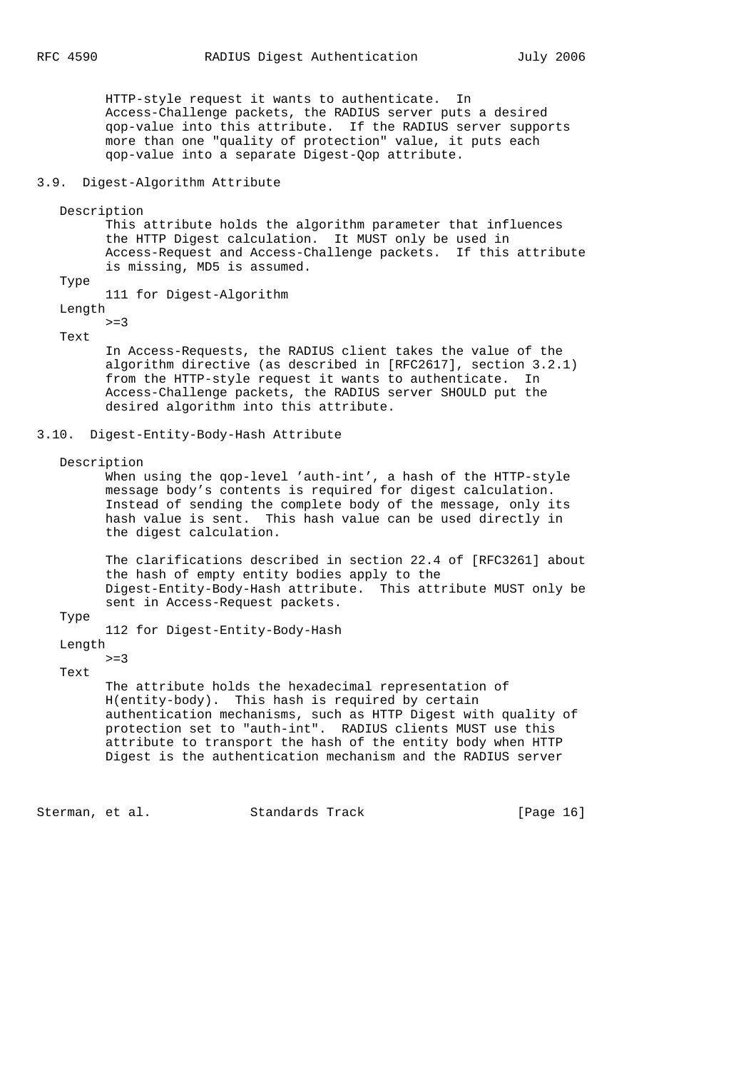HTTP-style request it wants to authenticate. In Access-Challenge packets, the RADIUS server puts a desired qop-value into this attribute. If the RADIUS server supports more than one "quality of protection" value, it puts each qop-value into a separate Digest-Qop attribute.

## 3.9. Digest-Algorithm Attribute

Description

This attribute holds the algorithm parameter that influences the HTTP Digest calculation. It MUST only be used in Access-Request and Access-Challenge packets. If this attribute is missing, MD5 is assumed.

Type

111 for Digest-Algorithm

Length

>=3

Text

In Access-Requests, the RADIUS client takes the value of the algorithm directive (as described in [RFC2617], section 3.2.1) from the HTTP-style request it wants to authenticate. In Access-Challenge packets, the RADIUS server SHOULD put the desired algorithm into this attribute.

## 3.10. Digest-Entity-Body-Hash Attribute

Description

When using the qop-level 'auth-int', a hash of the HTTP-style message body's contents is required for digest calculation. Instead of sending the complete body of the message, only its hash value is sent. This hash value can be used directly in the digest calculation.

The clarifications described in section 22.4 of [RFC3261] about the hash of empty entity bodies apply to the Digest-Entity-Body-Hash attribute. This attribute MUST only be sent in Access-Request packets.

Type

112 for Digest-Entity-Body-Hash

Length

>=3

Text

The attribute holds the hexadecimal representation of H(entity-body). This hash is required by certain authentication mechanisms, such as HTTP Digest with quality of protection set to "auth-int". RADIUS clients MUST use this attribute to transport the hash of the entity body when HTTP Digest is the authentication mechanism and the RADIUS server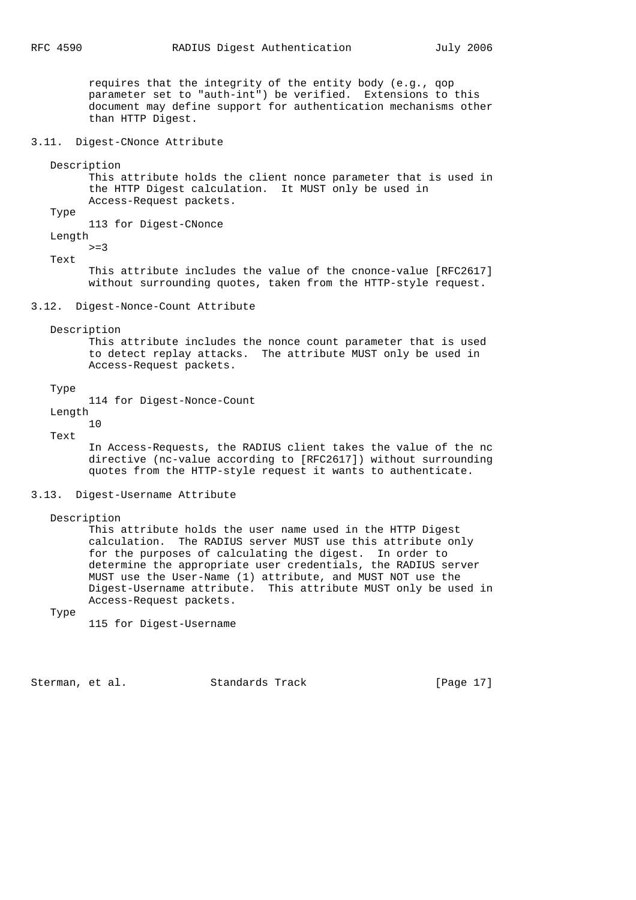requires that the integrity of the entity body (e.g., qop parameter set to "auth-int") be verified. Extensions to this document may define support for authentication mechanisms other than HTTP Digest.

### 3.11. Digest-CNonce Attribute

Description
: This attribute holds the client nonce parameter that is used in the HTTP Digest calculation. It MUST only be used in Access-Request packets.

Type
: 113 for Digest-CNonce

Length
: >=3

Text
: This attribute includes the value of the cnonce-value [RFC2617] without surrounding quotes, taken from the HTTP-style request.

### 3.12. Digest-Nonce-Count Attribute

Description
: This attribute includes the nonce count parameter that is used to detect replay attacks. The attribute MUST only be used in Access-Request packets.

Type
: 114 for Digest-Nonce-Count

Length
: 10

Text
: In Access-Requests, the RADIUS client takes the value of the nc directive (nc-value according to [RFC2617]) without surrounding quotes from the HTTP-style request it wants to authenticate.

### 3.13. Digest-Username Attribute

Description
: This attribute holds the user name used in the HTTP Digest calculation. The RADIUS server MUST use this attribute only for the purposes of calculating the digest. In order to determine the appropriate user credentials, the RADIUS server MUST use the User-Name (1) attribute, and MUST NOT use the Digest-Username attribute. This attribute MUST only be used in Access-Request packets.

Type
: 115 for Digest-Username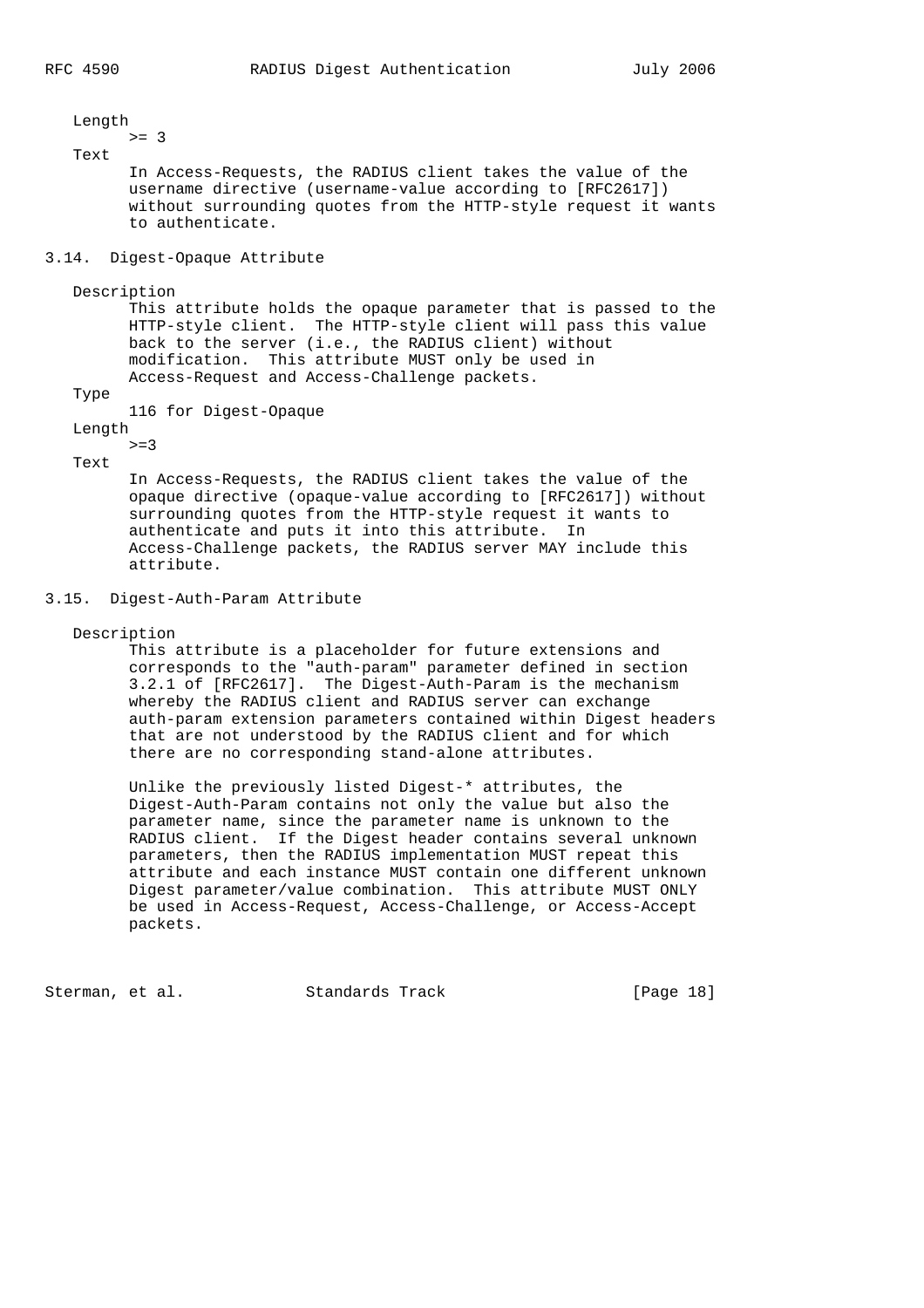Length

>= 3

Text

In Access-Requests, the RADIUS client takes the value of the username directive (username-value according to [RFC2617]) without surrounding quotes from the HTTP-style request it wants to authenticate.

### 3.14. Digest-Opaque Attribute

Description

This attribute holds the opaque parameter that is passed to the HTTP-style client. The HTTP-style client will pass this value back to the server (i.e., the RADIUS client) without modification. This attribute MUST only be used in Access-Request and Access-Challenge packets.

Type

116 for Digest-Opaque

Length

>=3

Text

In Access-Requests, the RADIUS client takes the value of the opaque directive (opaque-value according to [RFC2617]) without surrounding quotes from the HTTP-style request it wants to authenticate and puts it into this attribute. In Access-Challenge packets, the RADIUS server MAY include this attribute.

### 3.15. Digest-Auth-Param Attribute

Description

This attribute is a placeholder for future extensions and corresponds to the "auth-param" parameter defined in section 3.2.1 of [RFC2617]. The Digest-Auth-Param is the mechanism whereby the RADIUS client and RADIUS server can exchange auth-param extension parameters contained within Digest headers that are not understood by the RADIUS client and for which there are no corresponding stand-alone attributes.

Unlike the previously listed Digest-* attributes, the Digest-Auth-Param contains not only the value but also the parameter name, since the parameter name is unknown to the RADIUS client. If the Digest header contains several unknown parameters, then the RADIUS implementation MUST repeat this attribute and each instance MUST contain one different unknown Digest parameter/value combination. This attribute MUST ONLY be used in Access-Request, Access-Challenge, or Access-Accept packets.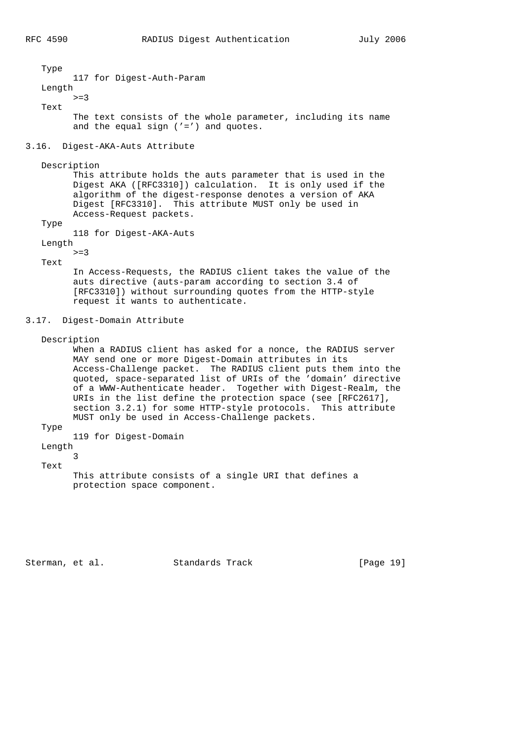Type
: 117 for Digest-Auth-Param

Length
: >=3

Text
: The text consists of the whole parameter, including its name and the equal sign ('=') and quotes.

### 3.16. Digest-AKA-Auts Attribute

Description
: This attribute holds the auts parameter that is used in the Digest AKA ([RFC3310]) calculation. It is only used if the algorithm of the digest-response denotes a version of AKA Digest [RFC3310]. This attribute MUST only be used in Access-Request packets.

Type
: 118 for Digest-AKA-Auts

Length
: >=3

Text
: In Access-Requests, the RADIUS client takes the value of the auts directive (auts-param according to section 3.4 of [RFC3310]) without surrounding quotes from the HTTP-style request it wants to authenticate.

### 3.17. Digest-Domain Attribute

Description
: When a RADIUS client has asked for a nonce, the RADIUS server MAY send one or more Digest-Domain attributes in its Access-Challenge packet. The RADIUS client puts them into the quoted, space-separated list of URIs of the 'domain' directive of a WWW-Authenticate header. Together with Digest-Realm, the URIs in the list define the protection space (see [RFC2617], section 3.2.1) for some HTTP-style protocols. This attribute MUST only be used in Access-Challenge packets.

Type
: 119 for Digest-Domain

Length
: 3

Text
: This attribute consists of a single URI that defines a protection space component.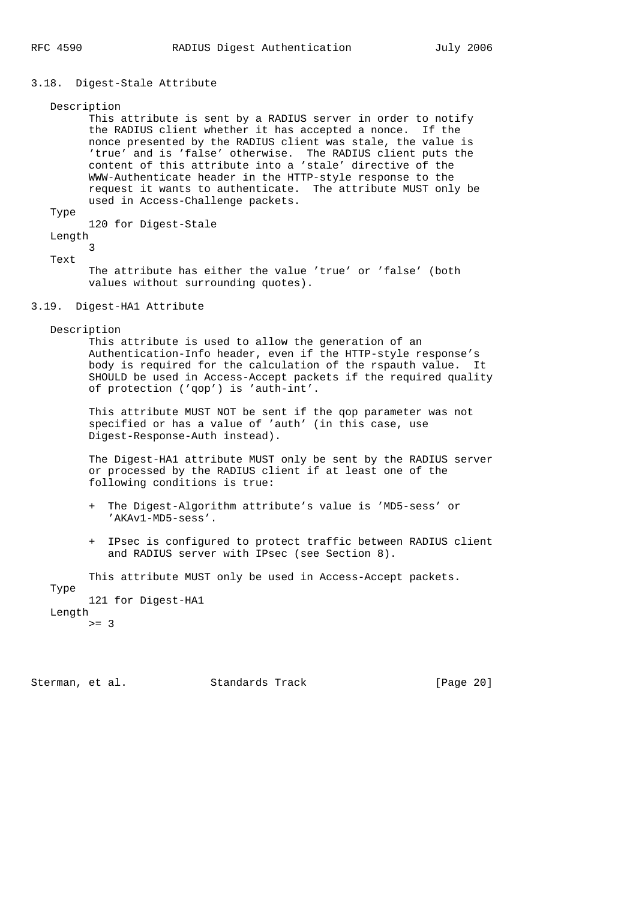### 3.18. Digest-Stale Attribute

Description

This attribute is sent by a RADIUS server in order to notify the RADIUS client whether it has accepted a nonce. If the nonce presented by the RADIUS client was stale, the value is 'true' and is 'false' otherwise. The RADIUS client puts the content of this attribute into a 'stale' directive of the WWW-Authenticate header in the HTTP-style response to the request it wants to authenticate. The attribute MUST only be used in Access-Challenge packets.

Type

120 for Digest-Stale

Length

3

Text

The attribute has either the value 'true' or 'false' (both values without surrounding quotes).

### 3.19. Digest-HA1 Attribute

Description

This attribute is used to allow the generation of an Authentication-Info header, even if the HTTP-style response's body is required for the calculation of the rspauth value. It SHOULD be used in Access-Accept packets if the required quality of protection ('qop') is 'auth-int'.

This attribute MUST NOT be sent if the qop parameter was not specified or has a value of 'auth' (in this case, use Digest-Response-Auth instead).

The Digest-HA1 attribute MUST only be sent by the RADIUS server or processed by the RADIUS client if at least one of the following conditions is true:

+ The Digest-Algorithm attribute's value is 'MD5-sess' or 'AKAv1-MD5-sess'.

+ IPsec is configured to protect traffic between RADIUS client and RADIUS server with IPsec (see Section 8).

This attribute MUST only be used in Access-Accept packets.

Type

121 for Digest-HA1

Length

>= 3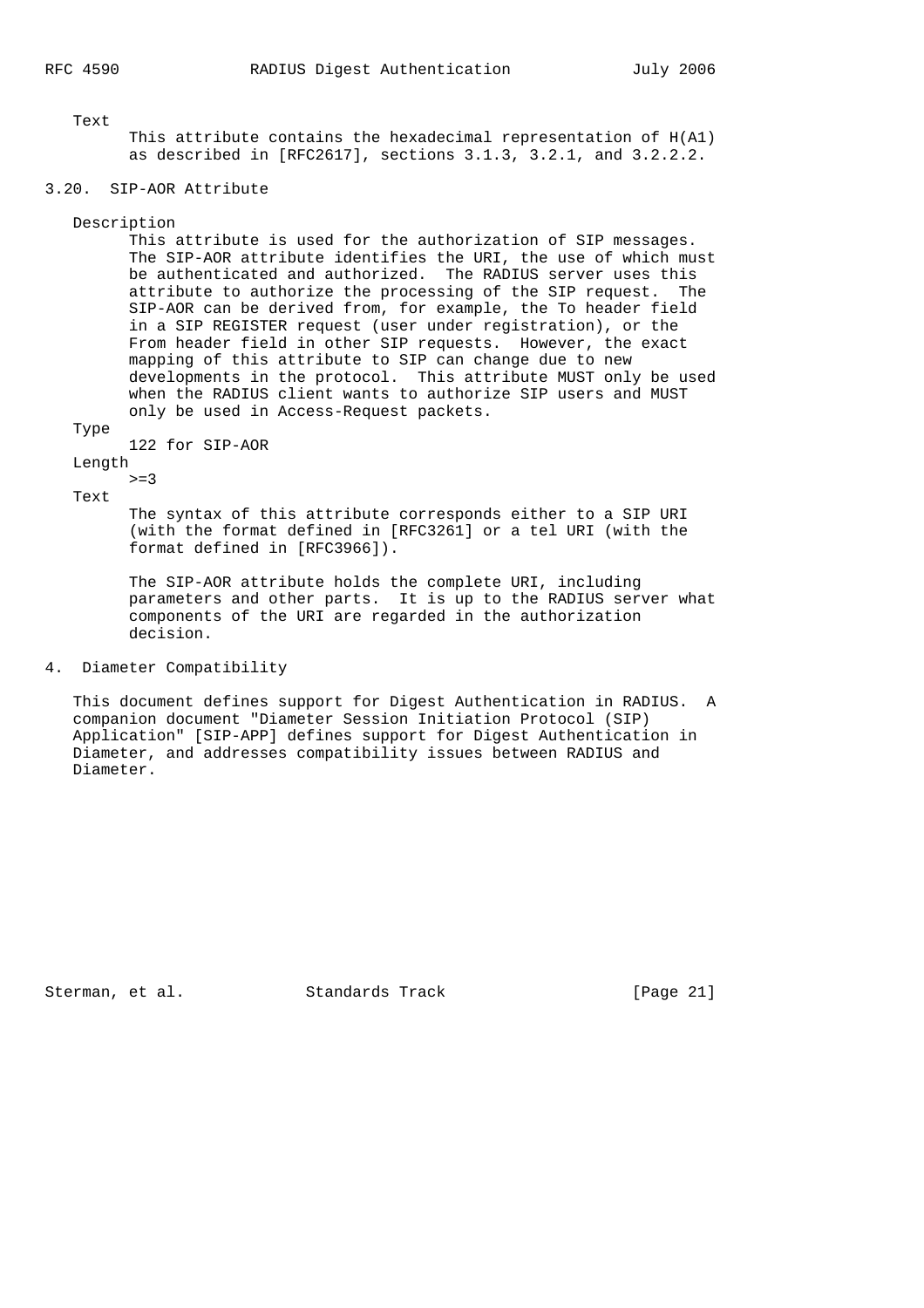Text

This attribute contains the hexadecimal representation of H(A1) as described in [RFC2617], sections 3.1.3, 3.2.1, and 3.2.2.2.

### 3.20. SIP-AOR Attribute

Description

This attribute is used for the authorization of SIP messages. The SIP-AOR attribute identifies the URI, the use of which must be authenticated and authorized. The RADIUS server uses this attribute to authorize the processing of the SIP request. The SIP-AOR can be derived from, for example, the To header field in a SIP REGISTER request (user under registration), or the From header field in other SIP requests. However, the exact mapping of this attribute to SIP can change due to new developments in the protocol. This attribute MUST only be used when the RADIUS client wants to authorize SIP users and MUST only be used in Access-Request packets.

Type

122 for SIP-AOR

Length

>=3

Text

The syntax of this attribute corresponds either to a SIP URI (with the format defined in [RFC3261] or a tel URI (with the format defined in [RFC3966]).

The SIP-AOR attribute holds the complete URI, including parameters and other parts. It is up to the RADIUS server what components of the URI are regarded in the authorization decision.

## 4. Diameter Compatibility

This document defines support for Digest Authentication in RADIUS. A companion document "Diameter Session Initiation Protocol (SIP) Application" [SIP-APP] defines support for Digest Authentication in Diameter, and addresses compatibility issues between RADIUS and Diameter.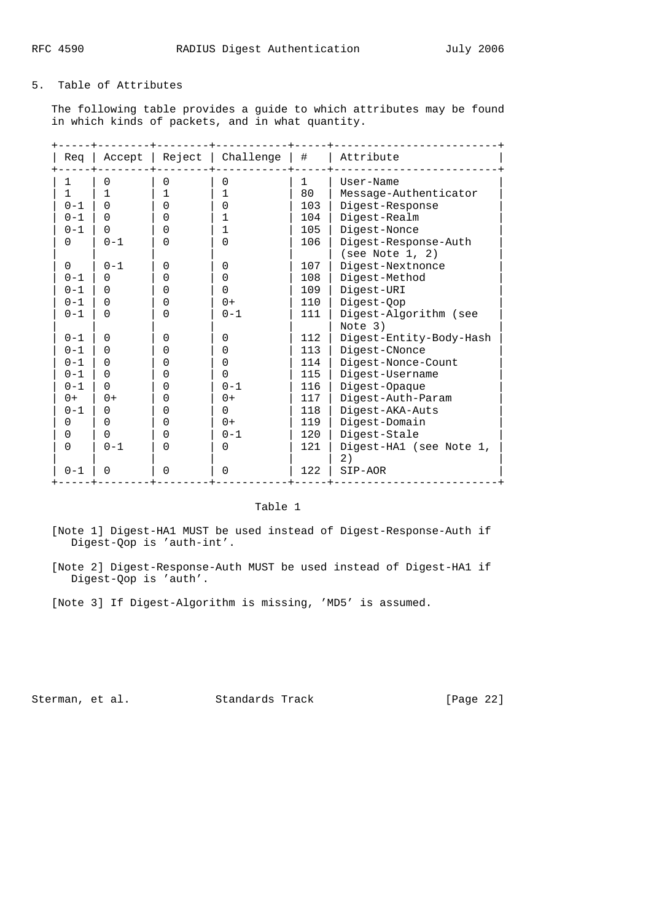## 5. Table of Attributes

The following table provides a guide to which attributes may be found in which kinds of packets, and in what quantity.

| Req | Accept | Reject | Challenge | # | Attribute |
|---|---|---|---|---|---|
| 1 | 0 | 0 | 0 | 1 | User-Name |
| 1 | 1 | 1 | 1 | 80 | Message-Authenticator |
| 0-1 | 0 | 0 | 0 | 103 | Digest-Response |
| 0-1 | 0 | 0 | 1 | 104 | Digest-Realm |
| 0-1 | 0 | 0 | 1 | 105 | Digest-Nonce |
| 0 | 0-1 | 0 | 0 | 106 | Digest-Response-Auth (see Note 1, 2) |
| 0 | 0-1 | 0 | 0 | 107 | Digest-Nextnonce |
| 0-1 | 0 | 0 | 0 | 108 | Digest-Method |
| 0-1 | 0 | 0 | 0 | 109 | Digest-URI |
| 0-1 | 0 | 0 | 0+ | 110 | Digest-Qop |
| 0-1 | 0 | 0 | 0-1 | 111 | Digest-Algorithm (see Note 3) |
| 0-1 | 0 | 0 | 0 | 112 | Digest-Entity-Body-Hash |
| 0-1 | 0 | 0 | 0 | 113 | Digest-CNonce |
| 0-1 | 0 | 0 | 0 | 114 | Digest-Nonce-Count |
| 0-1 | 0 | 0 | 0 | 115 | Digest-Username |
| 0-1 | 0 | 0 | 0-1 | 116 | Digest-Opaque |
| 0+ | 0+ | 0 | 0+ | 117 | Digest-Auth-Param |
| 0-1 | 0 | 0 | 0 | 118 | Digest-AKA-Auts |
| 0 | 0 | 0 | 0+ | 119 | Digest-Domain |
| 0 | 0 | 0 | 0-1 | 120 | Digest-Stale |
| 0 | 0-1 | 0 | 0 | 121 | Digest-HA1 (see Note 1, 2) |
| 0-1 | 0 | 0 | 0 | 122 | SIP-AOR |

Table 1

[Note 1] Digest-HA1 MUST be used instead of Digest-Response-Auth if Digest-Qop is 'auth-int'.

[Note 2] Digest-Response-Auth MUST be used instead of Digest-HA1 if Digest-Qop is 'auth'.

[Note 3] If Digest-Algorithm is missing, 'MD5' is assumed.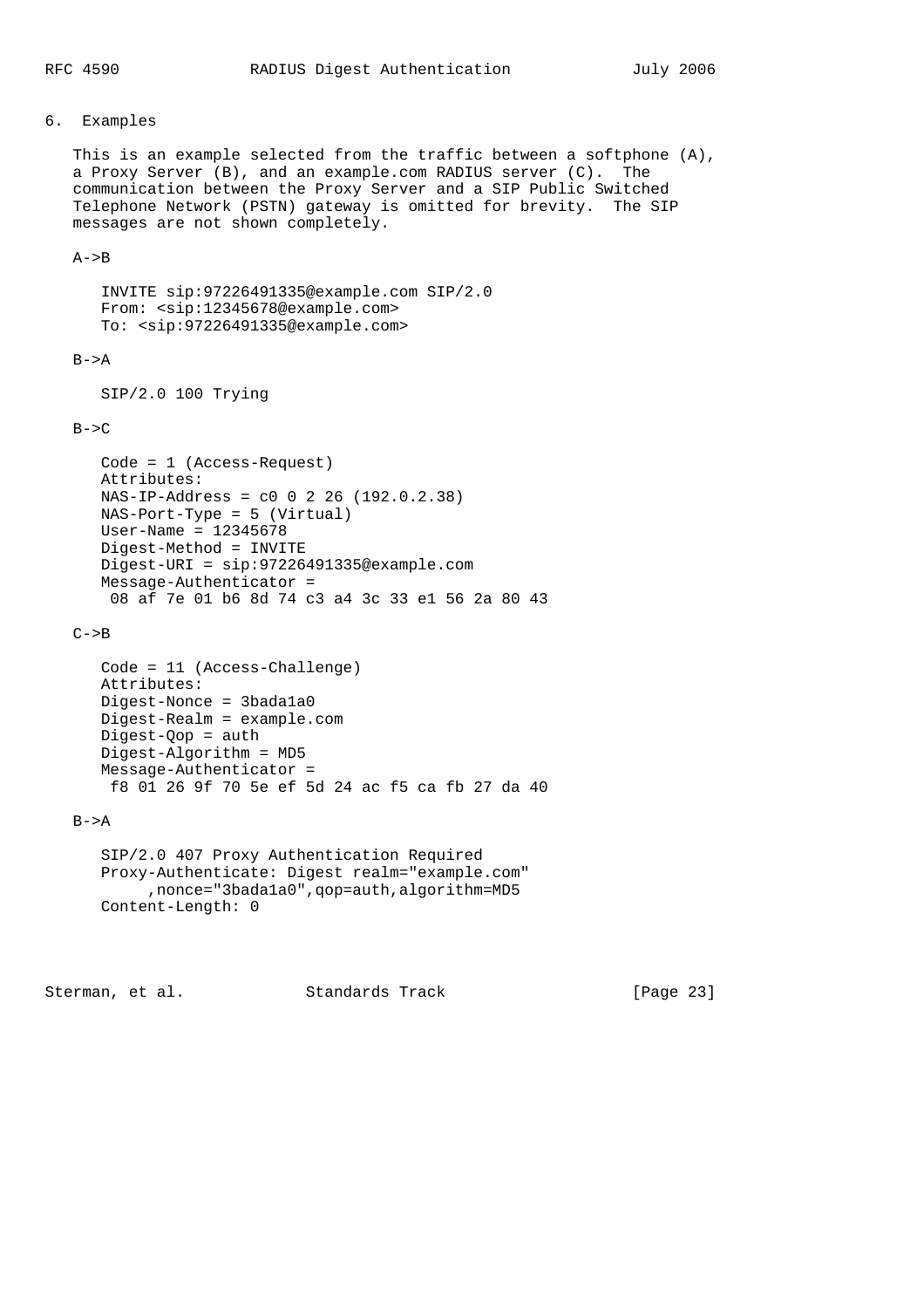## 6. Examples

This is an example selected from the traffic between a softphone (A), a Proxy Server (B), and an example.com RADIUS server (C). The communication between the Proxy Server and a SIP Public Switched Telephone Network (PSTN) gateway is omitted for brevity. The SIP messages are not shown completely.

A->B

```
INVITE sip:97226491335@example.com SIP/2.0
From: <sip:12345678@example.com>
To: <sip:97226491335@example.com>
```

B->A

```
SIP/2.0 100 Trying
```

B->C

```
Code = 1 (Access-Request)
Attributes:
NAS-IP-Address = c0 0 2 26 (192.0.2.38)
NAS-Port-Type = 5 (Virtual)
User-Name = 12345678
Digest-Method = INVITE
Digest-URI = sip:97226491335@example.com
Message-Authenticator =
 08 af 7e 01 b6 8d 74 c3 a4 3c 33 e1 56 2a 80 43
```

C->B

```
Code = 11 (Access-Challenge)
Attributes:
Digest-Nonce = 3bada1a0
Digest-Realm = example.com
Digest-Qop = auth
Digest-Algorithm = MD5
Message-Authenticator =
 f8 01 26 9f 70 5e ef 5d 24 ac f5 ca fb 27 da 40
```

B->A

```
SIP/2.0 407 Proxy Authentication Required
Proxy-Authenticate: Digest realm="example.com"
     ,nonce="3bada1a0",qop=auth,algorithm=MD5
Content-Length: 0
```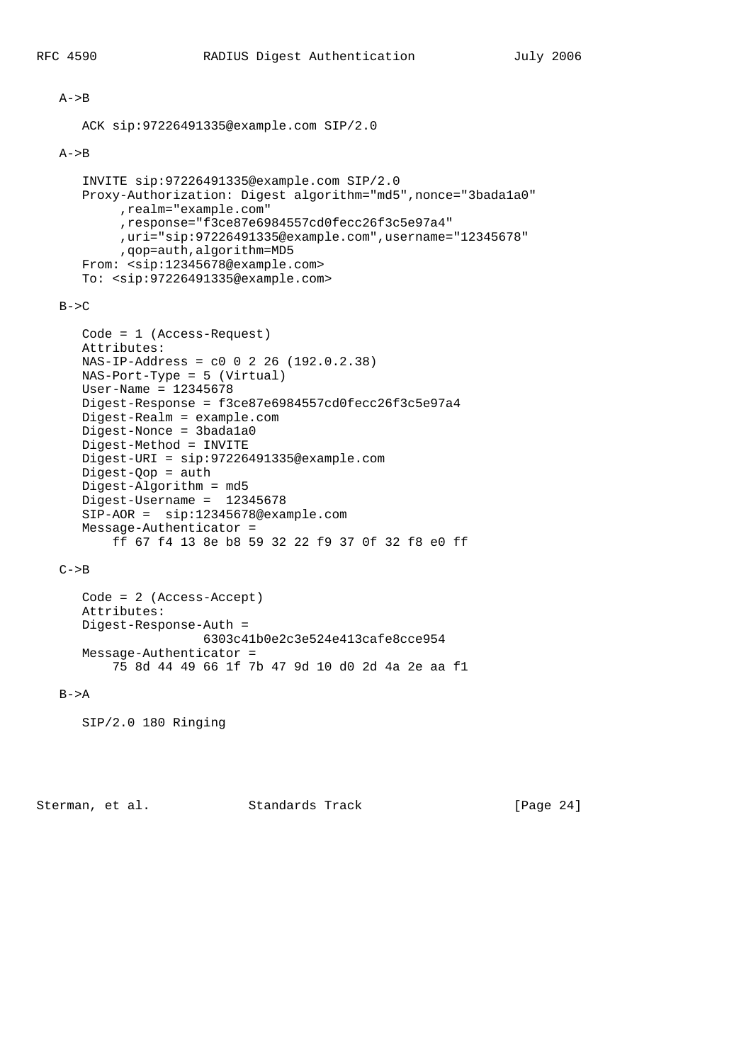A->B

```
ACK sip:97226491335@example.com SIP/2.0
```

A->B

```
INVITE sip:97226491335@example.com SIP/2.0
Proxy-Authorization: Digest algorithm="md5",nonce="3bada1a0"
     ,realm="example.com"
     ,response="f3ce87e6984557cd0fecc26f3c5e97a4"
     ,uri="sip:97226491335@example.com",username="12345678"
     ,qop=auth,algorithm=MD5
From: <sip:12345678@example.com>
To: <sip:97226491335@example.com>
```

B->C

```
Code = 1 (Access-Request)
Attributes:
NAS-IP-Address = c0 0 2 26 (192.0.2.38)
NAS-Port-Type = 5 (Virtual)
User-Name = 12345678
Digest-Response = f3ce87e6984557cd0fecc26f3c5e97a4
Digest-Realm = example.com
Digest-Nonce = 3bada1a0
Digest-Method = INVITE
Digest-URI = sip:97226491335@example.com
Digest-Qop = auth
Digest-Algorithm = md5
Digest-Username =  12345678
SIP-AOR =  sip:12345678@example.com
Message-Authenticator =
    ff 67 f4 13 8e b8 59 32 22 f9 37 0f 32 f8 e0 ff
```

C->B

```
Code = 2 (Access-Accept)
Attributes:
Digest-Response-Auth =
                6303c41b0e2c3e524e413cafe8cce954
Message-Authenticator =
    75 8d 44 49 66 1f 7b 47 9d 10 d0 2d 4a 2e aa f1
```

B->A

```
SIP/2.0 180 Ringing
```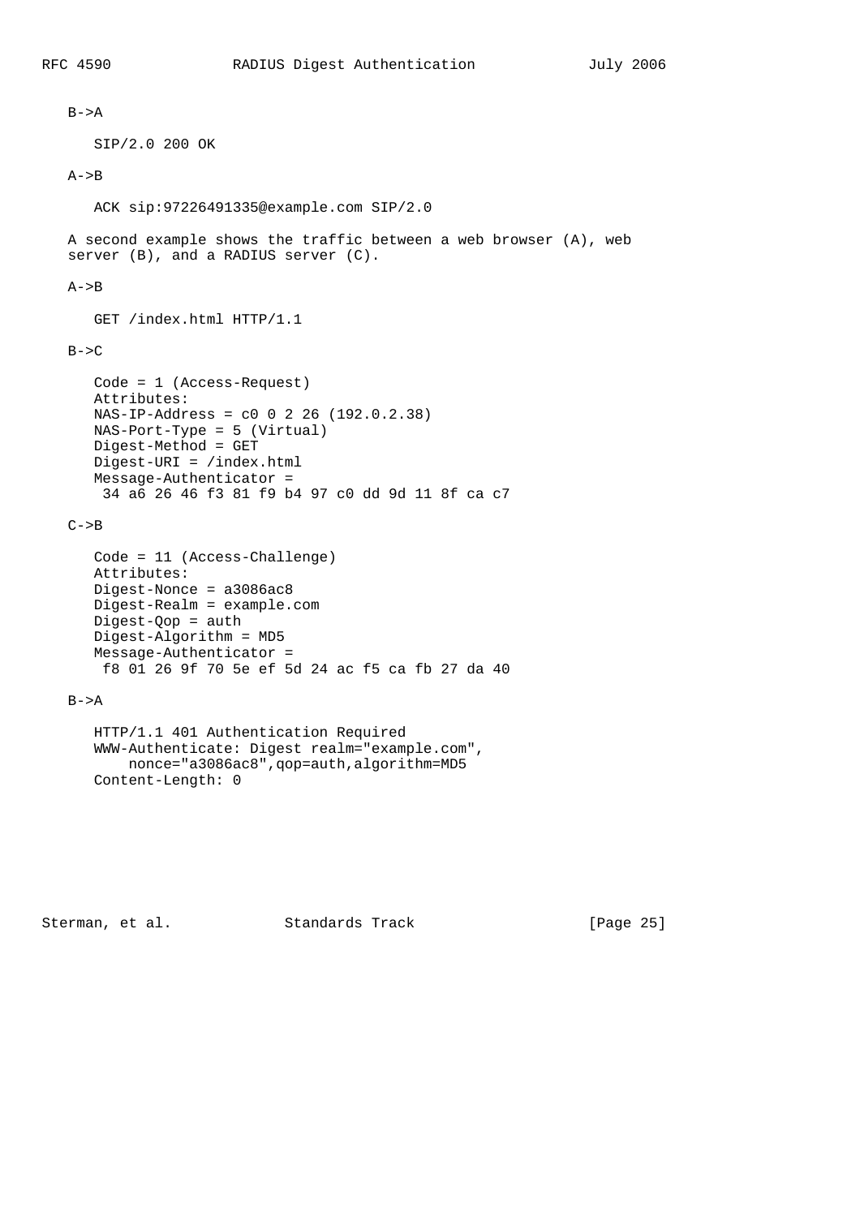B->A

```
SIP/2.0 200 OK
```

A->B

```
ACK sip:97226491335@example.com SIP/2.0
```

A second example shows the traffic between a web browser (A), web server (B), and a RADIUS server (C).

A->B

```
GET /index.html HTTP/1.1
```

B->C

```
Code = 1 (Access-Request)
Attributes:
NAS-IP-Address = c0 0 2 26 (192.0.2.38)
NAS-Port-Type = 5 (Virtual)
Digest-Method = GET
Digest-URI = /index.html
Message-Authenticator =
 34 a6 26 46 f3 81 f9 b4 97 c0 dd 9d 11 8f ca c7
```

C->B

```
Code = 11 (Access-Challenge)
Attributes:
Digest-Nonce = a3086ac8
Digest-Realm = example.com
Digest-Qop = auth
Digest-Algorithm = MD5
Message-Authenticator =
 f8 01 26 9f 70 5e ef 5d 24 ac f5 ca fb 27 da 40
```

B->A

```
HTTP/1.1 401 Authentication Required
WWW-Authenticate: Digest realm="example.com",
    nonce="a3086ac8",qop=auth,algorithm=MD5
Content-Length: 0
```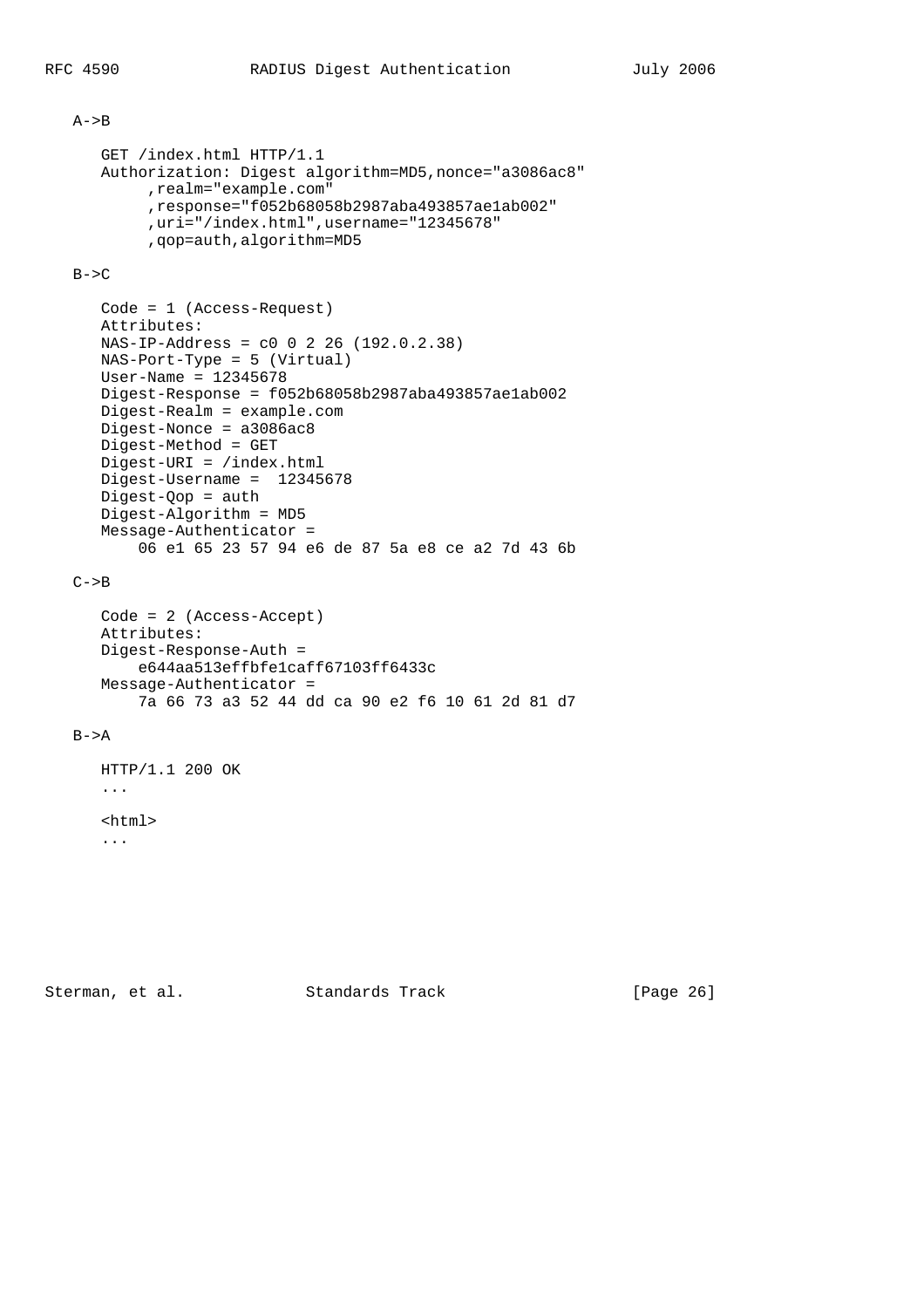A->B

```
GET /index.html HTTP/1.1
Authorization: Digest algorithm=MD5,nonce="a3086ac8"
     ,realm="example.com"
     ,response="f052b68058b2987aba493857ae1ab002"
     ,uri="/index.html",username="12345678"
     ,qop=auth,algorithm=MD5
```

B->C

```
Code = 1 (Access-Request)
Attributes:
NAS-IP-Address = c0 0 2 26 (192.0.2.38)
NAS-Port-Type = 5 (Virtual)
User-Name = 12345678
Digest-Response = f052b68058b2987aba493857ae1ab002
Digest-Realm = example.com
Digest-Nonce = a3086ac8
Digest-Method = GET
Digest-URI = /index.html
Digest-Username =  12345678
Digest-Qop = auth
Digest-Algorithm = MD5
Message-Authenticator =
    06 e1 65 23 57 94 e6 de 87 5a e8 ce a2 7d 43 6b
```

C->B

```
Code = 2 (Access-Accept)
Attributes:
Digest-Response-Auth =
    e644aa513effbfe1caff67103ff6433c
Message-Authenticator =
    7a 66 73 a3 52 44 dd ca 90 e2 f6 10 61 2d 81 d7
```

B->A

```
HTTP/1.1 200 OK
...

<html>
...
```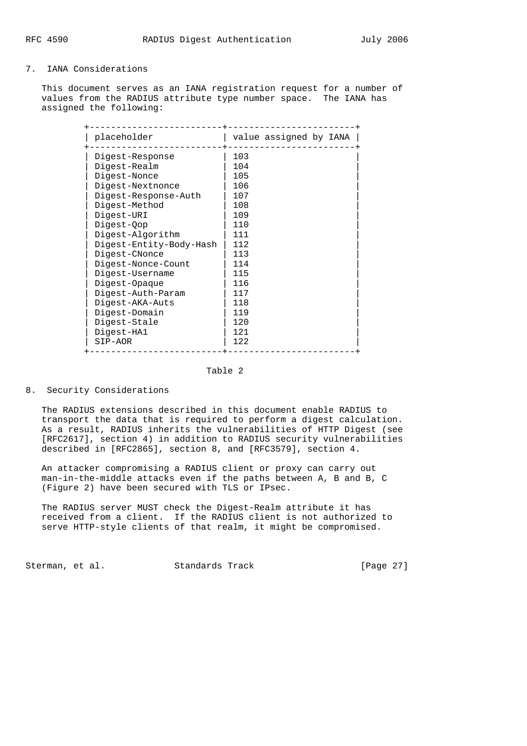## 7. IANA Considerations

This document serves as an IANA registration request for a number of values from the RADIUS attribute type number space. The IANA has assigned the following:

| placeholder | value assigned by IANA |
|---|---|
| Digest-Response | 103 |
| Digest-Realm | 104 |
| Digest-Nonce | 105 |
| Digest-Nextnonce | 106 |
| Digest-Response-Auth | 107 |
| Digest-Method | 108 |
| Digest-URI | 109 |
| Digest-Qop | 110 |
| Digest-Algorithm | 111 |
| Digest-Entity-Body-Hash | 112 |
| Digest-CNonce | 113 |
| Digest-Nonce-Count | 114 |
| Digest-Username | 115 |
| Digest-Opaque | 116 |
| Digest-Auth-Param | 117 |
| Digest-AKA-Auts | 118 |
| Digest-Domain | 119 |
| Digest-Stale | 120 |
| Digest-HA1 | 121 |
| SIP-AOR | 122 |

Table 2

## 8. Security Considerations

The RADIUS extensions described in this document enable RADIUS to transport the data that is required to perform a digest calculation. As a result, RADIUS inherits the vulnerabilities of HTTP Digest (see [RFC2617], section 4) in addition to RADIUS security vulnerabilities described in [RFC2865], section 8, and [RFC3579], section 4.

An attacker compromising a RADIUS client or proxy can carry out man-in-the-middle attacks even if the paths between A, B and B, C (Figure 2) have been secured with TLS or IPsec.

The RADIUS server MUST check the Digest-Realm attribute it has received from a client. If the RADIUS client is not authorized to serve HTTP-style clients of that realm, it might be compromised.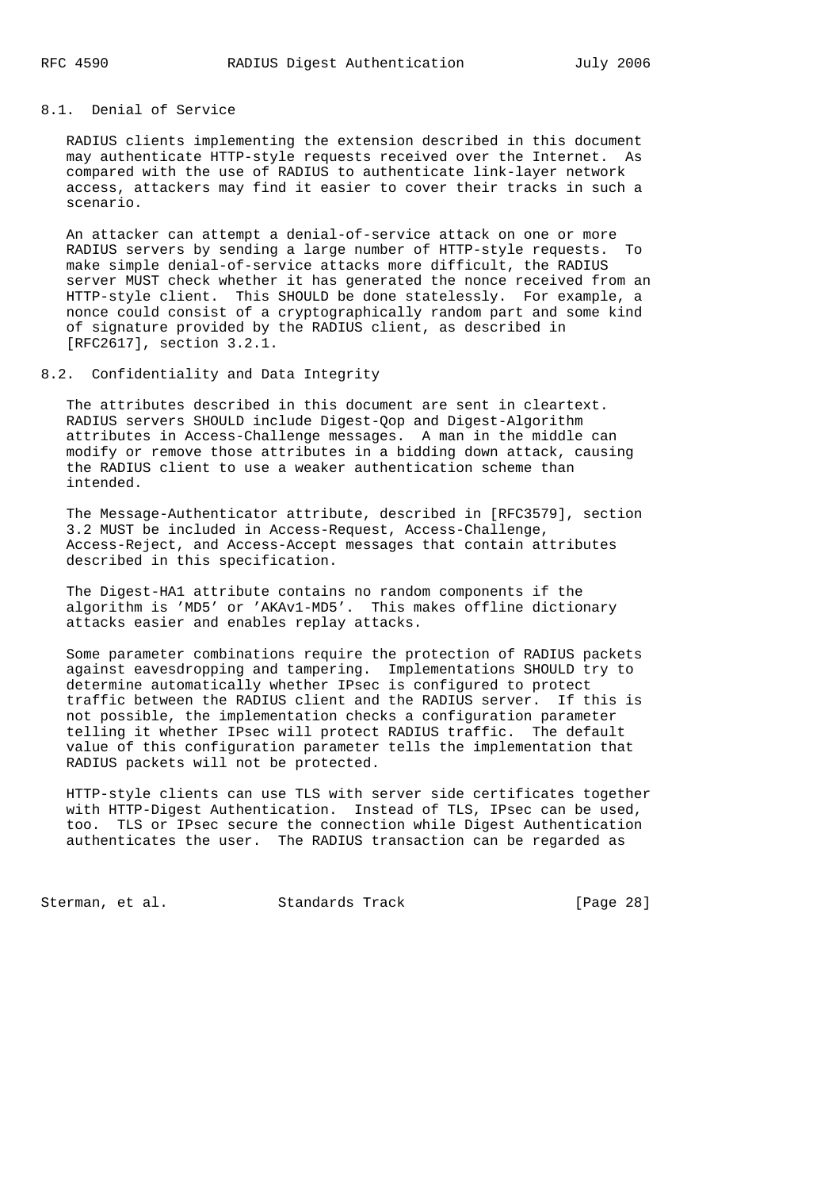### 8.1. Denial of Service

RADIUS clients implementing the extension described in this document may authenticate HTTP-style requests received over the Internet. As compared with the use of RADIUS to authenticate link-layer network access, attackers may find it easier to cover their tracks in such a scenario.

An attacker can attempt a denial-of-service attack on one or more RADIUS servers by sending a large number of HTTP-style requests. To make simple denial-of-service attacks more difficult, the RADIUS server MUST check whether it has generated the nonce received from an HTTP-style client. This SHOULD be done statelessly. For example, a nonce could consist of a cryptographically random part and some kind of signature provided by the RADIUS client, as described in [RFC2617], section 3.2.1.

### 8.2. Confidentiality and Data Integrity

The attributes described in this document are sent in cleartext. RADIUS servers SHOULD include Digest-Qop and Digest-Algorithm attributes in Access-Challenge messages. A man in the middle can modify or remove those attributes in a bidding down attack, causing the RADIUS client to use a weaker authentication scheme than intended.

The Message-Authenticator attribute, described in [RFC3579], section 3.2 MUST be included in Access-Request, Access-Challenge, Access-Reject, and Access-Accept messages that contain attributes described in this specification.

The Digest-HA1 attribute contains no random components if the algorithm is 'MD5' or 'AKAv1-MD5'. This makes offline dictionary attacks easier and enables replay attacks.

Some parameter combinations require the protection of RADIUS packets against eavesdropping and tampering. Implementations SHOULD try to determine automatically whether IPsec is configured to protect traffic between the RADIUS client and the RADIUS server. If this is not possible, the implementation checks a configuration parameter telling it whether IPsec will protect RADIUS traffic. The default value of this configuration parameter tells the implementation that RADIUS packets will not be protected.

HTTP-style clients can use TLS with server side certificates together with HTTP-Digest Authentication. Instead of TLS, IPsec can be used, too. TLS or IPsec secure the connection while Digest Authentication authenticates the user. The RADIUS transaction can be regarded as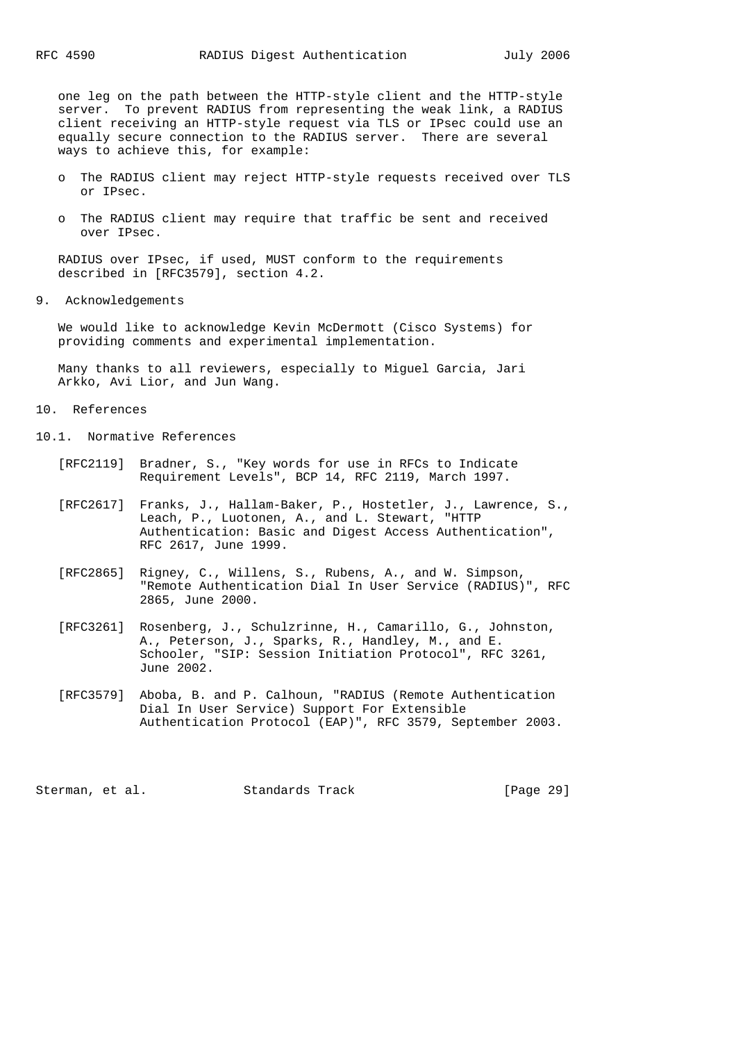one leg on the path between the HTTP-style client and the HTTP-style server. To prevent RADIUS from representing the weak link, a RADIUS client receiving an HTTP-style request via TLS or IPsec could use an equally secure connection to the RADIUS server. There are several ways to achieve this, for example:

- The RADIUS client may reject HTTP-style requests received over TLS or IPsec.
- The RADIUS client may require that traffic be sent and received over IPsec.

RADIUS over IPsec, if used, MUST conform to the requirements described in [RFC3579], section 4.2.

## 9. Acknowledgements

We would like to acknowledge Kevin McDermott (Cisco Systems) for providing comments and experimental implementation.

Many thanks to all reviewers, especially to Miguel Garcia, Jari Arkko, Avi Lior, and Jun Wang.

## 10. References

### 10.1. Normative References

[RFC2119] Bradner, S., "Key words for use in RFCs to Indicate Requirement Levels", BCP 14, RFC 2119, March 1997.

[RFC2617] Franks, J., Hallam-Baker, P., Hostetler, J., Lawrence, S., Leach, P., Luotonen, A., and L. Stewart, "HTTP Authentication: Basic and Digest Access Authentication", RFC 2617, June 1999.

[RFC2865] Rigney, C., Willens, S., Rubens, A., and W. Simpson, "Remote Authentication Dial In User Service (RADIUS)", RFC 2865, June 2000.

[RFC3261] Rosenberg, J., Schulzrinne, H., Camarillo, G., Johnston, A., Peterson, J., Sparks, R., Handley, M., and E. Schooler, "SIP: Session Initiation Protocol", RFC 3261, June 2002.

[RFC3579] Aboba, B. and P. Calhoun, "RADIUS (Remote Authentication Dial In User Service) Support For Extensible Authentication Protocol (EAP)", RFC 3579, September 2003.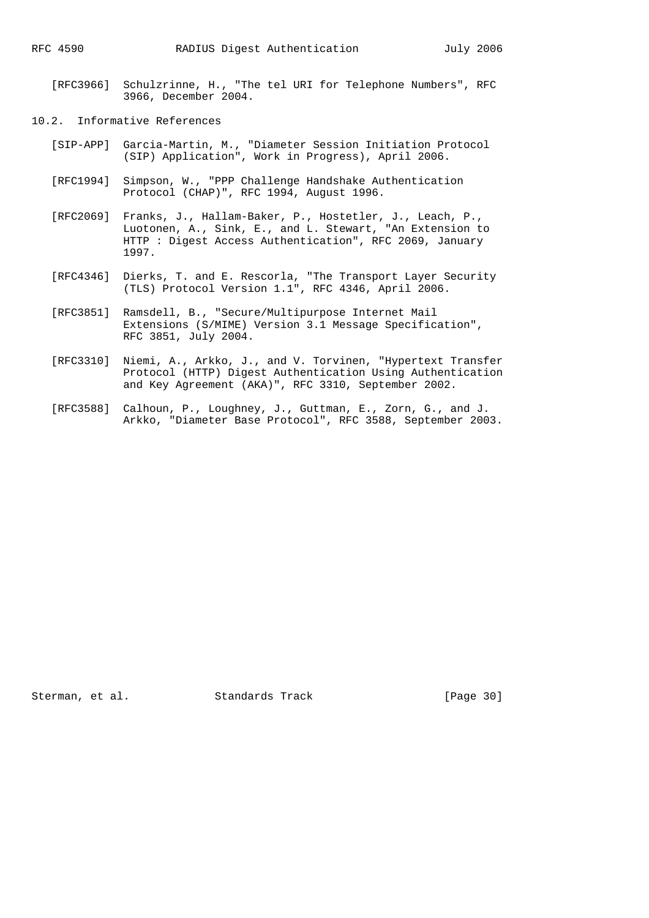[RFC3966] Schulzrinne, H., "The tel URI for Telephone Numbers", RFC 3966, December 2004.

### 10.2. Informative References

[SIP-APP] Garcia-Martin, M., "Diameter Session Initiation Protocol (SIP) Application", Work in Progress), April 2006.

[RFC1994] Simpson, W., "PPP Challenge Handshake Authentication Protocol (CHAP)", RFC 1994, August 1996.

[RFC2069] Franks, J., Hallam-Baker, P., Hostetler, J., Leach, P., Luotonen, A., Sink, E., and L. Stewart, "An Extension to HTTP : Digest Access Authentication", RFC 2069, January 1997.

[RFC4346] Dierks, T. and E. Rescorla, "The Transport Layer Security (TLS) Protocol Version 1.1", RFC 4346, April 2006.

[RFC3851] Ramsdell, B., "Secure/Multipurpose Internet Mail Extensions (S/MIME) Version 3.1 Message Specification", RFC 3851, July 2004.

[RFC3310] Niemi, A., Arkko, J., and V. Torvinen, "Hypertext Transfer Protocol (HTTP) Digest Authentication Using Authentication and Key Agreement (AKA)", RFC 3310, September 2002.

[RFC3588] Calhoun, P., Loughney, J., Guttman, E., Zorn, G., and J. Arkko, "Diameter Base Protocol", RFC 3588, September 2003.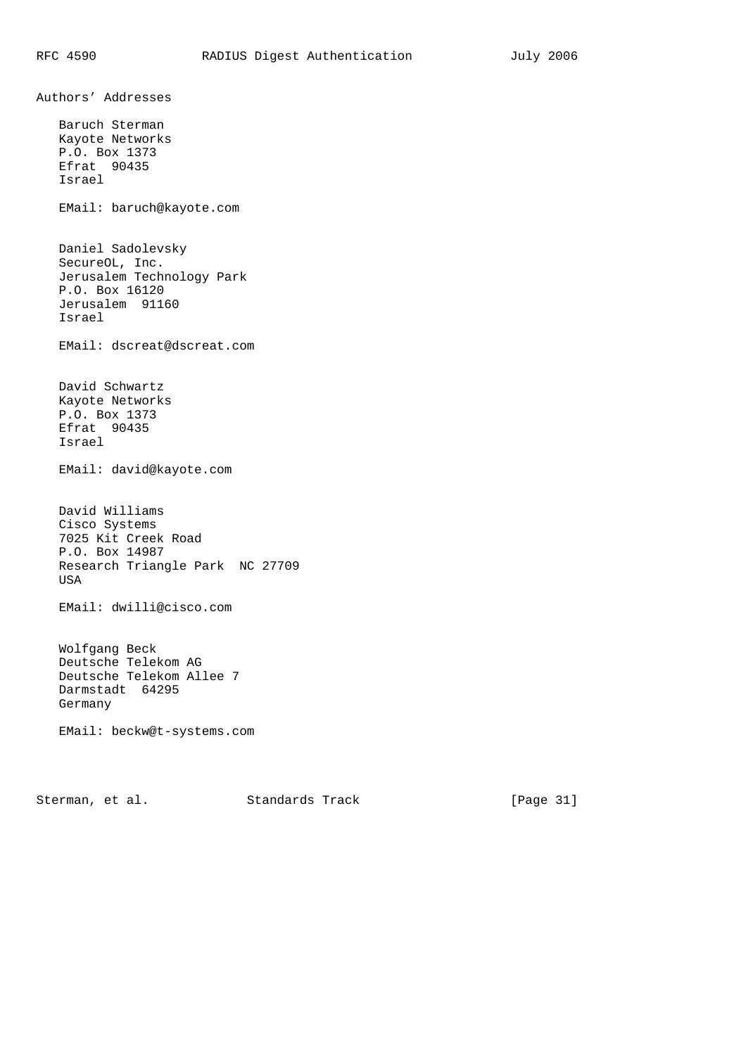## Authors' Addresses

Baruch Sterman
Kayote Networks
P.O. Box 1373
Efrat 90435
Israel

EMail: baruch@kayote.com

Daniel Sadolevsky
SecureOL, Inc.
Jerusalem Technology Park
P.O. Box 16120
Jerusalem 91160
Israel

EMail: dscreat@dscreat.com

David Schwartz
Kayote Networks
P.O. Box 1373
Efrat 90435
Israel

EMail: david@kayote.com

David Williams
Cisco Systems
7025 Kit Creek Road
P.O. Box 14987
Research Triangle Park NC 27709
USA

EMail: dwilli@cisco.com

Wolfgang Beck
Deutsche Telekom AG
Deutsche Telekom Allee 7
Darmstadt 64295
Germany

EMail: beckw@t-systems.com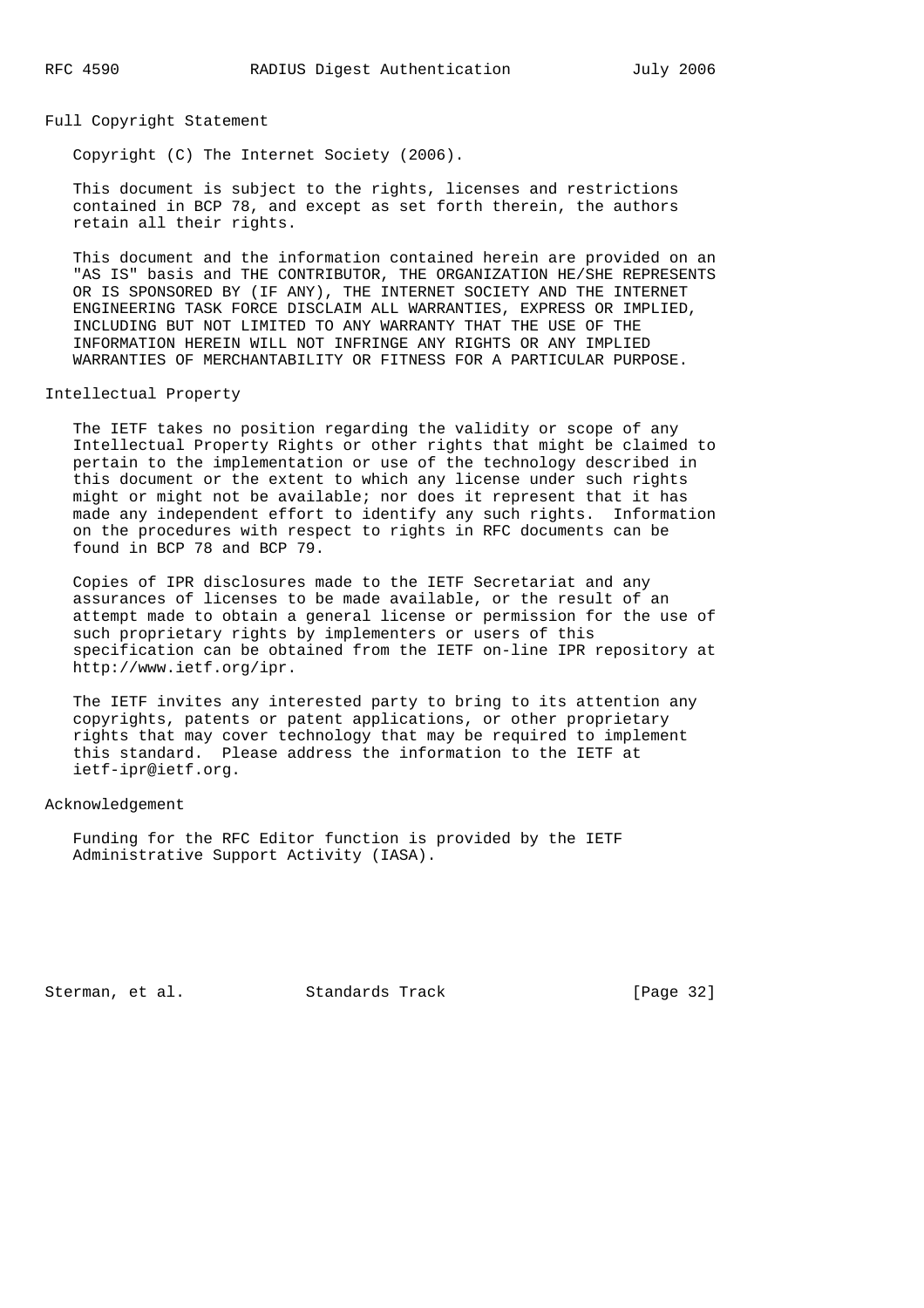## Full Copyright Statement

Copyright (C) The Internet Society (2006).

This document is subject to the rights, licenses and restrictions contained in BCP 78, and except as set forth therein, the authors retain all their rights.

This document and the information contained herein are provided on an "AS IS" basis and THE CONTRIBUTOR, THE ORGANIZATION HE/SHE REPRESENTS OR IS SPONSORED BY (IF ANY), THE INTERNET SOCIETY AND THE INTERNET ENGINEERING TASK FORCE DISCLAIM ALL WARRANTIES, EXPRESS OR IMPLIED, INCLUDING BUT NOT LIMITED TO ANY WARRANTY THAT THE USE OF THE INFORMATION HEREIN WILL NOT INFRINGE ANY RIGHTS OR ANY IMPLIED WARRANTIES OF MERCHANTABILITY OR FITNESS FOR A PARTICULAR PURPOSE.

## Intellectual Property

The IETF takes no position regarding the validity or scope of any Intellectual Property Rights or other rights that might be claimed to pertain to the implementation or use of the technology described in this document or the extent to which any license under such rights might or might not be available; nor does it represent that it has made any independent effort to identify any such rights. Information on the procedures with respect to rights in RFC documents can be found in BCP 78 and BCP 79.

Copies of IPR disclosures made to the IETF Secretariat and any assurances of licenses to be made available, or the result of an attempt made to obtain a general license or permission for the use of such proprietary rights by implementers or users of this specification can be obtained from the IETF on-line IPR repository at http://www.ietf.org/ipr.

The IETF invites any interested party to bring to its attention any copyrights, patents or patent applications, or other proprietary rights that may cover technology that may be required to implement this standard. Please address the information to the IETF at ietf-ipr@ietf.org.

## Acknowledgement

Funding for the RFC Editor function is provided by the IETF Administrative Support Activity (IASA).